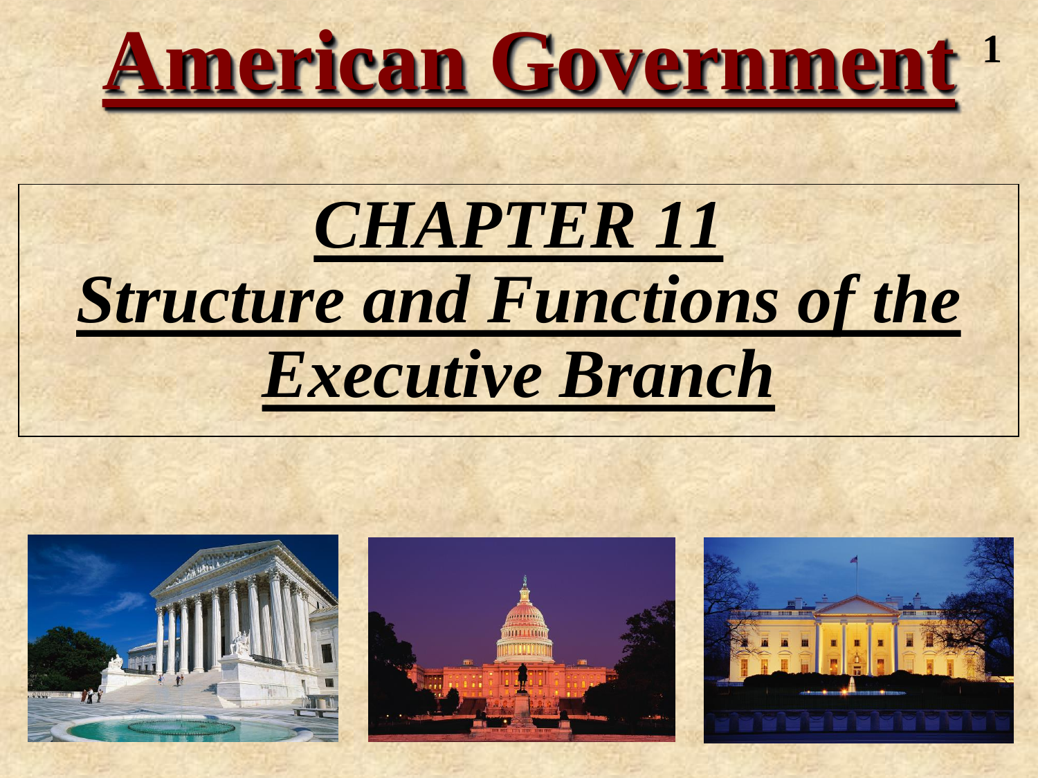# American Government

## *CHAPTER 11*

## *Structure and Functions of the Executive Branch*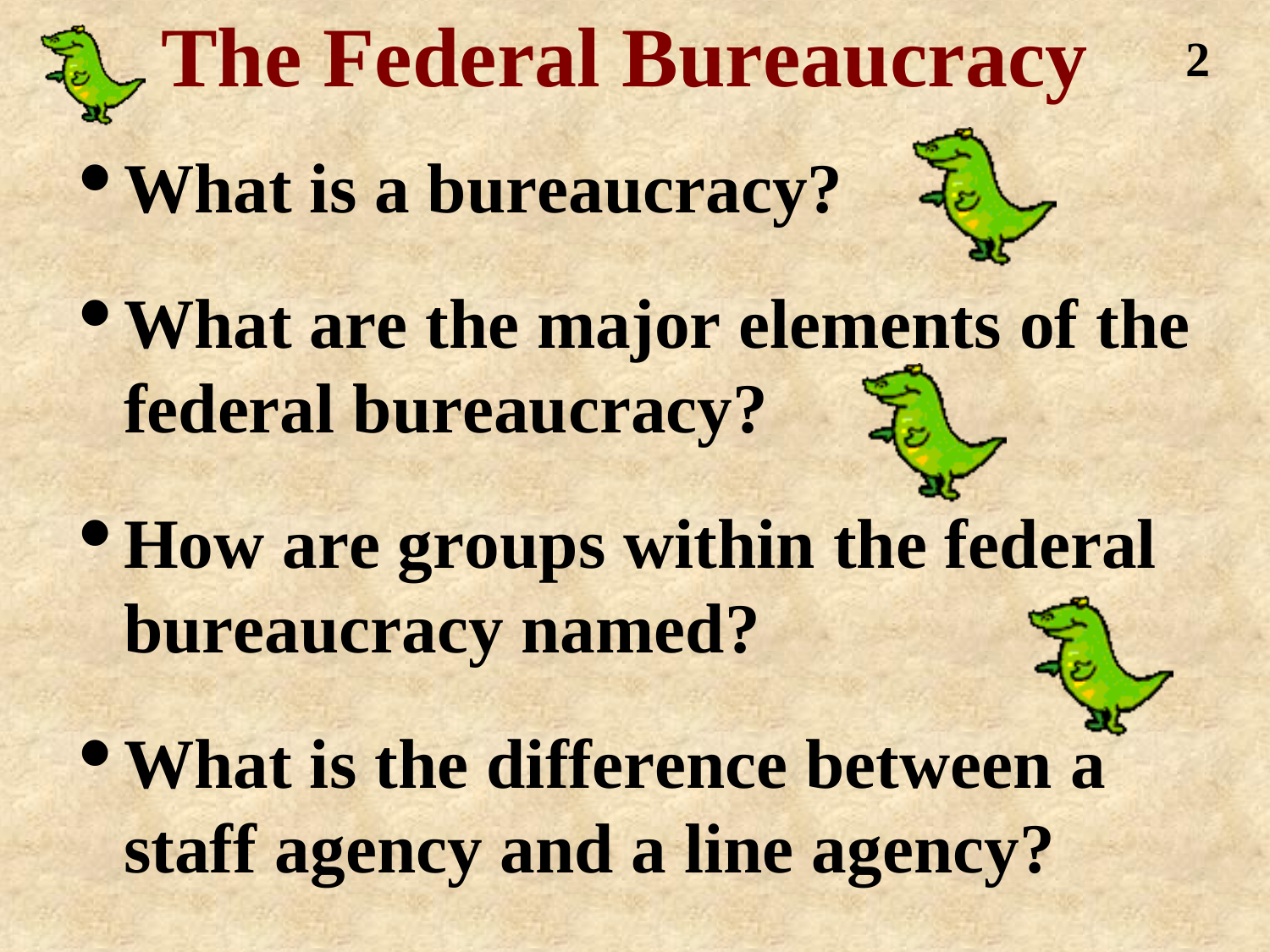# The Federal Bureaucracy

- **What is a bureaucracy?**
- **What are the major elements of the federal bureaucracy?**
- **How are groups within the federal bureaucracy named?**
- **What is the difference between a staff agency and a line agency?**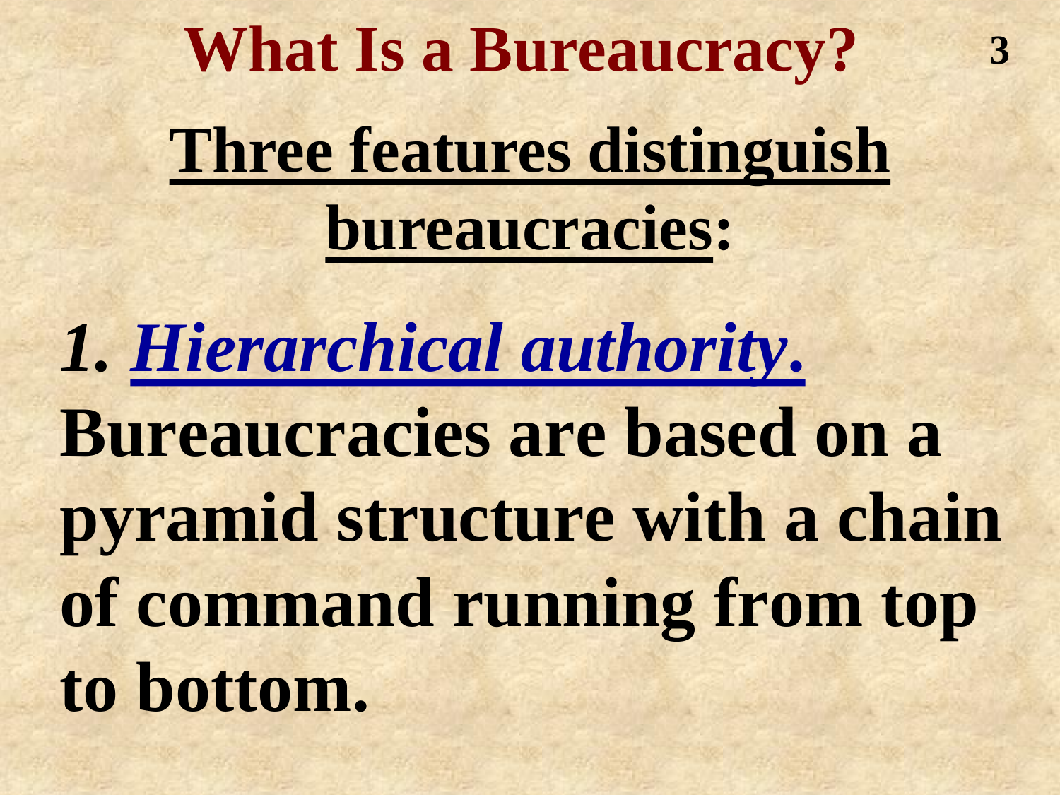# What Is a Bureaucracy?

## Three features distinguish bureaucracies:

*1.* ***Hierarchical authority.*** **Bureaucracies are based on a pyramid structure with a chain of command running from top to bottom.**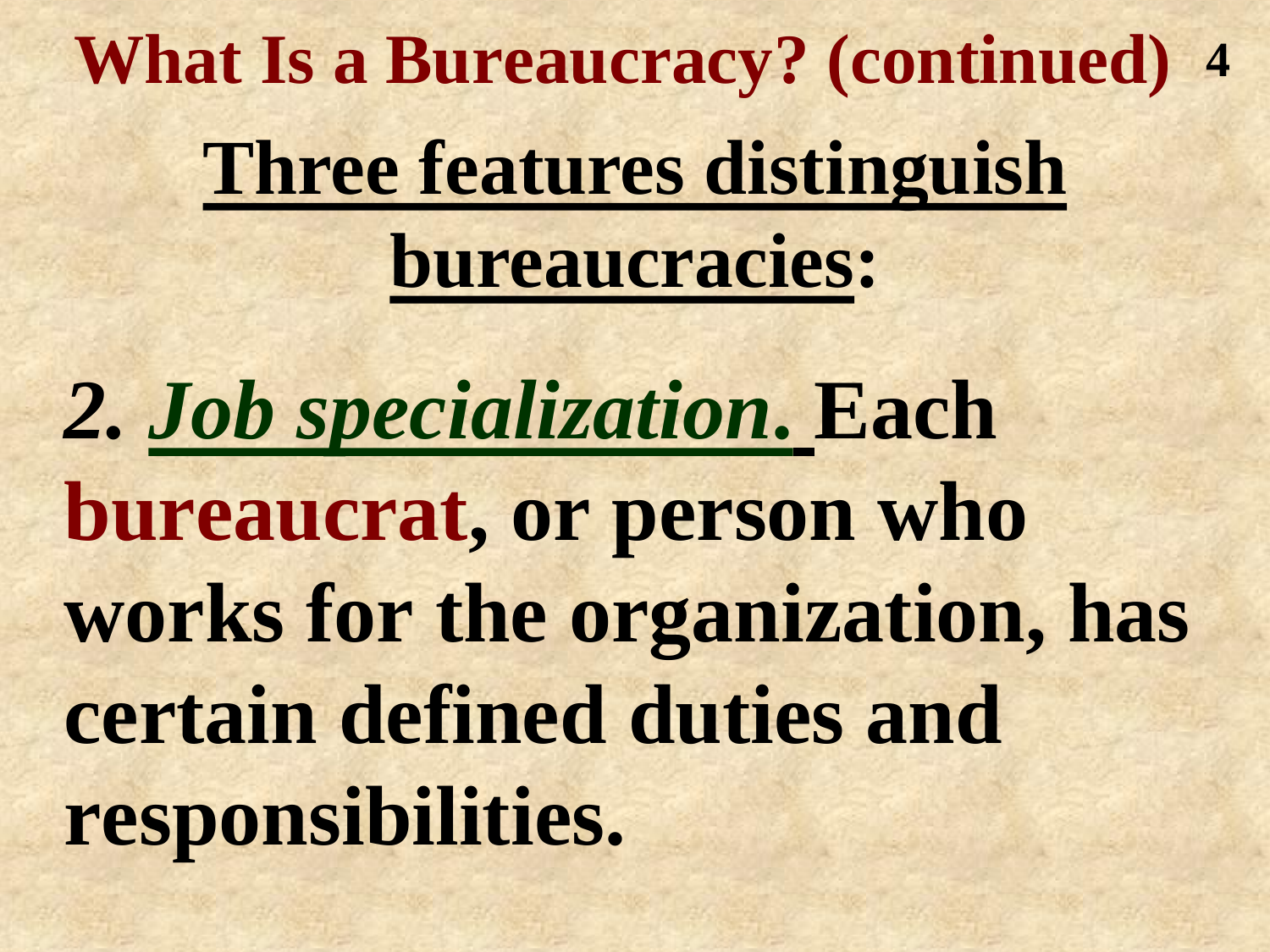# What Is a Bureaucracy? (continued)

## Three features distinguish bureaucracies:

*2.* ***Job specialization.*** **Each bureaucrat, or person who works for the organization, has certain defined duties and responsibilities.**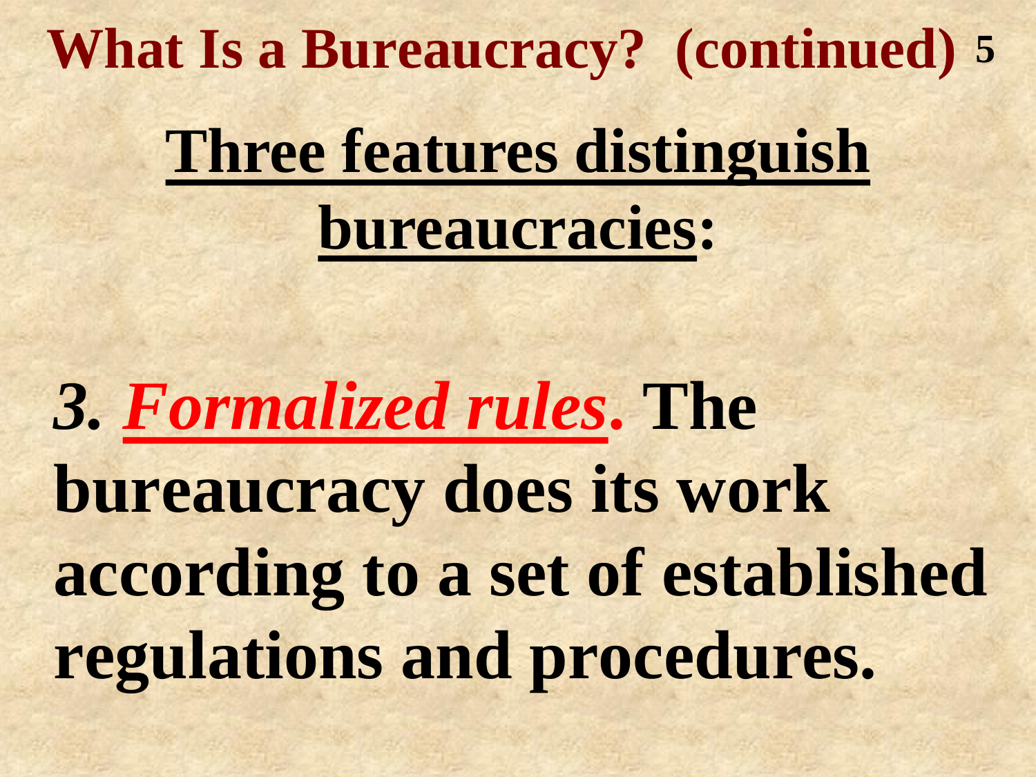# What Is a Bureaucracy? (continued)

## Three features distinguish bureaucracies:

*3.* ***Formalized rules.*** **The bureaucracy does its work according to a set of established regulations and procedures.**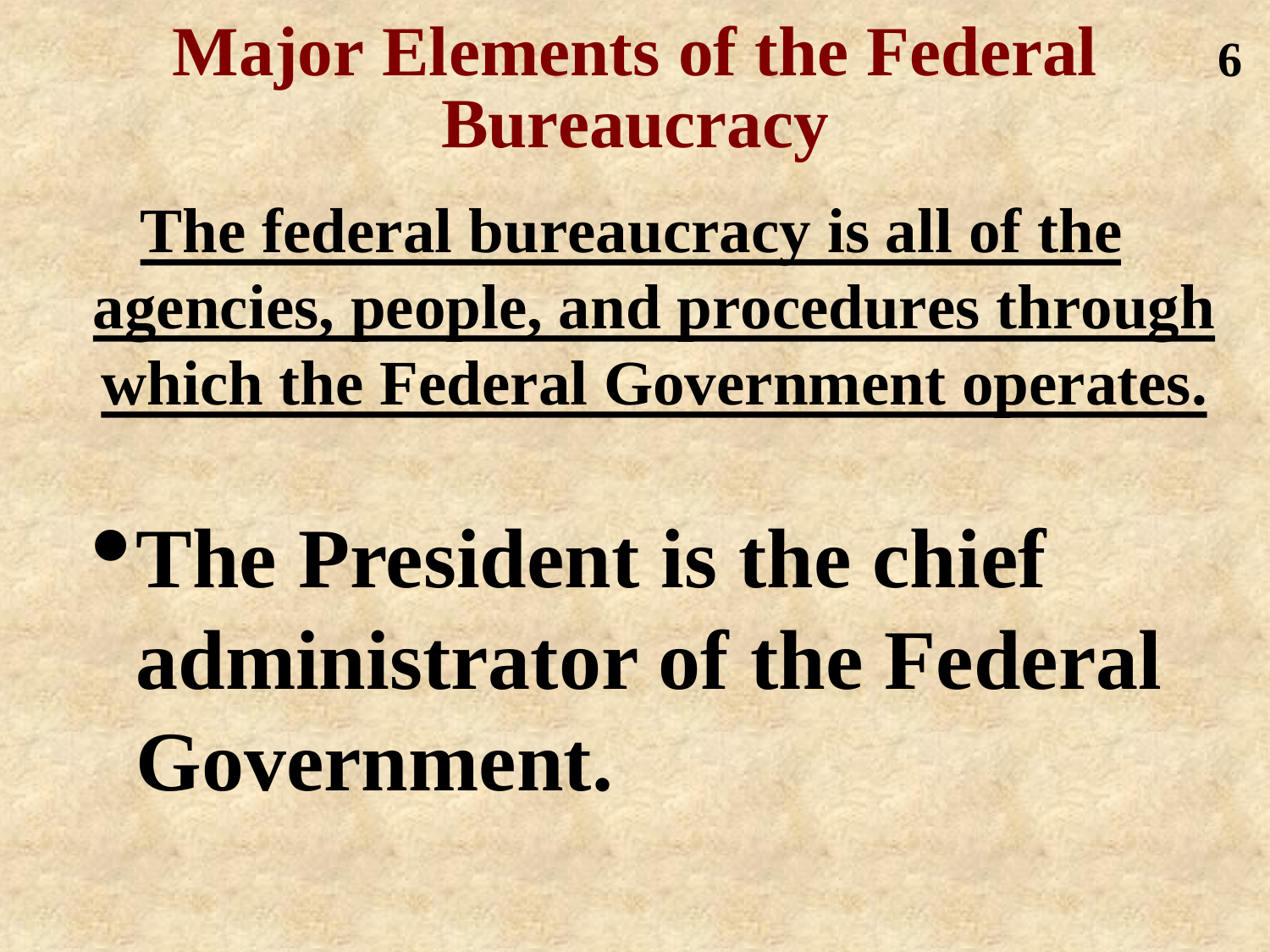# Major Elements of the Federal Bureaucracy

**The federal bureaucracy is all of the agencies, people, and procedures through which the Federal Government operates.**

- **The President is the chief administrator of the Federal Government.**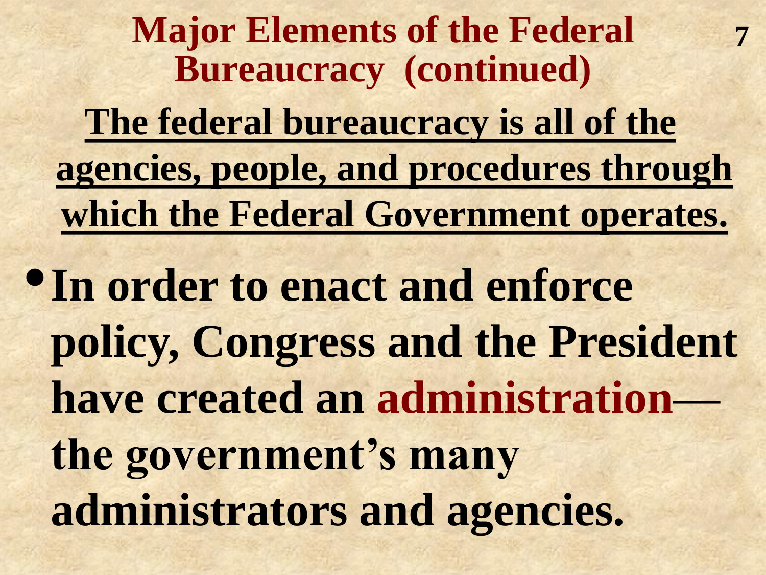# Major Elements of the Federal Bureaucracy (continued)

**The federal bureaucracy is all of the agencies, people, and procedures through which the Federal Government operates.**

- **In order to enact and enforce policy, Congress and the President have created an administration—the government's many administrators and agencies.**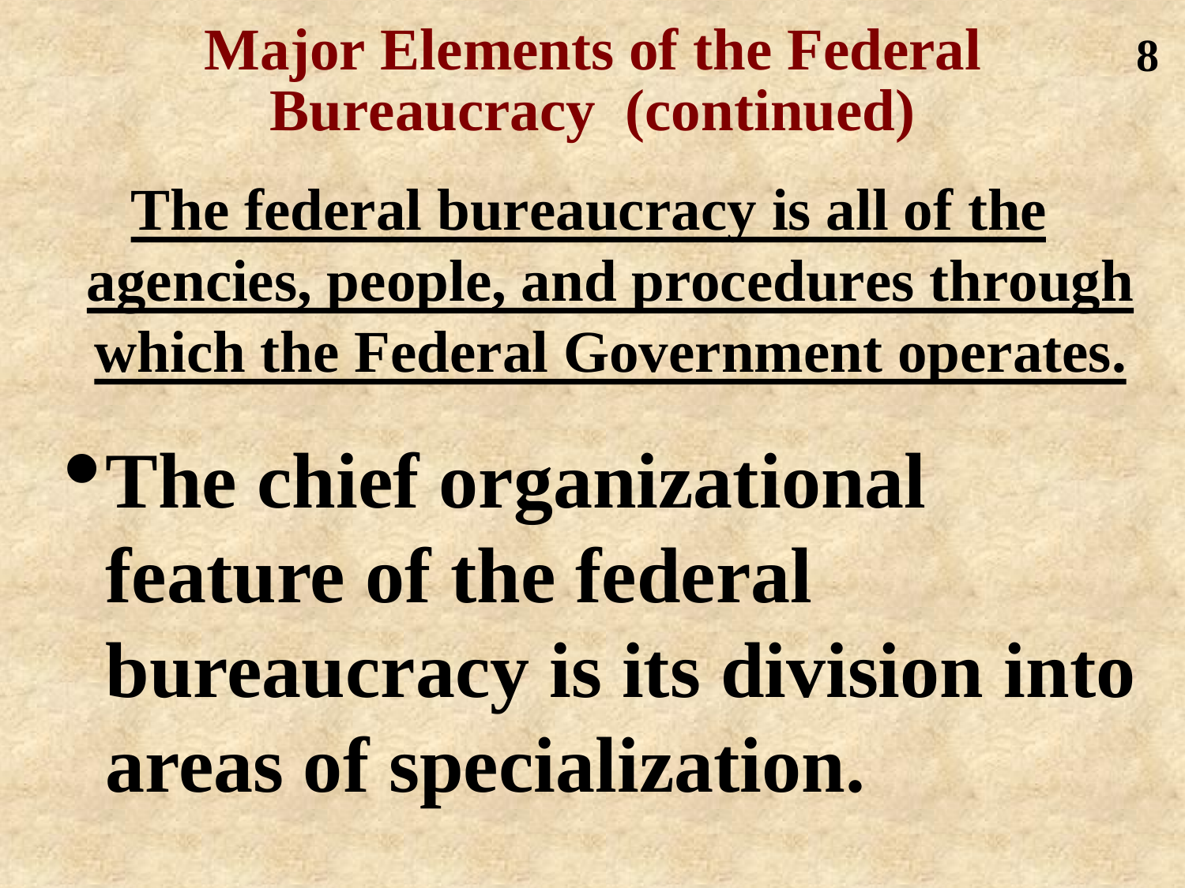# Major Elements of the Federal Bureaucracy (continued)

**The federal bureaucracy is all of the agencies, people, and procedures through which the Federal Government operates.**

- **The chief organizational feature of the federal bureaucracy is its division into areas of specialization.**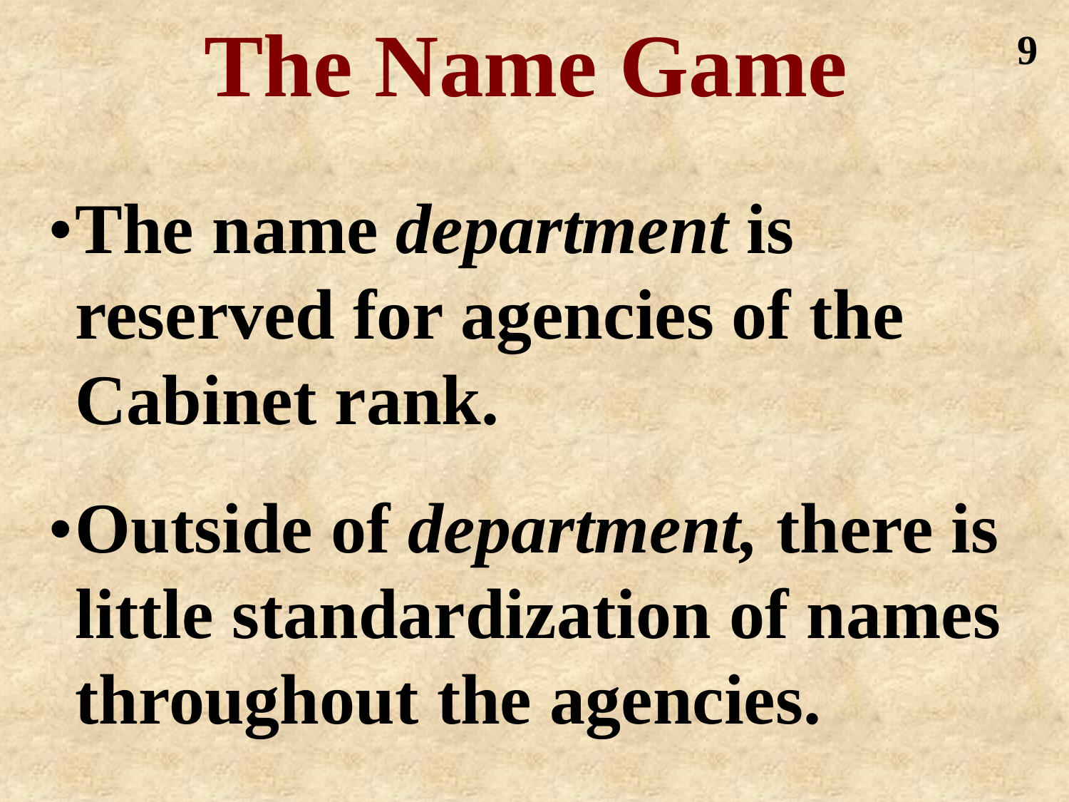# The Name Game

- **The name *department* is reserved for agencies of the Cabinet rank.**
- **Outside of *department*, there is little standardization of names throughout the agencies.**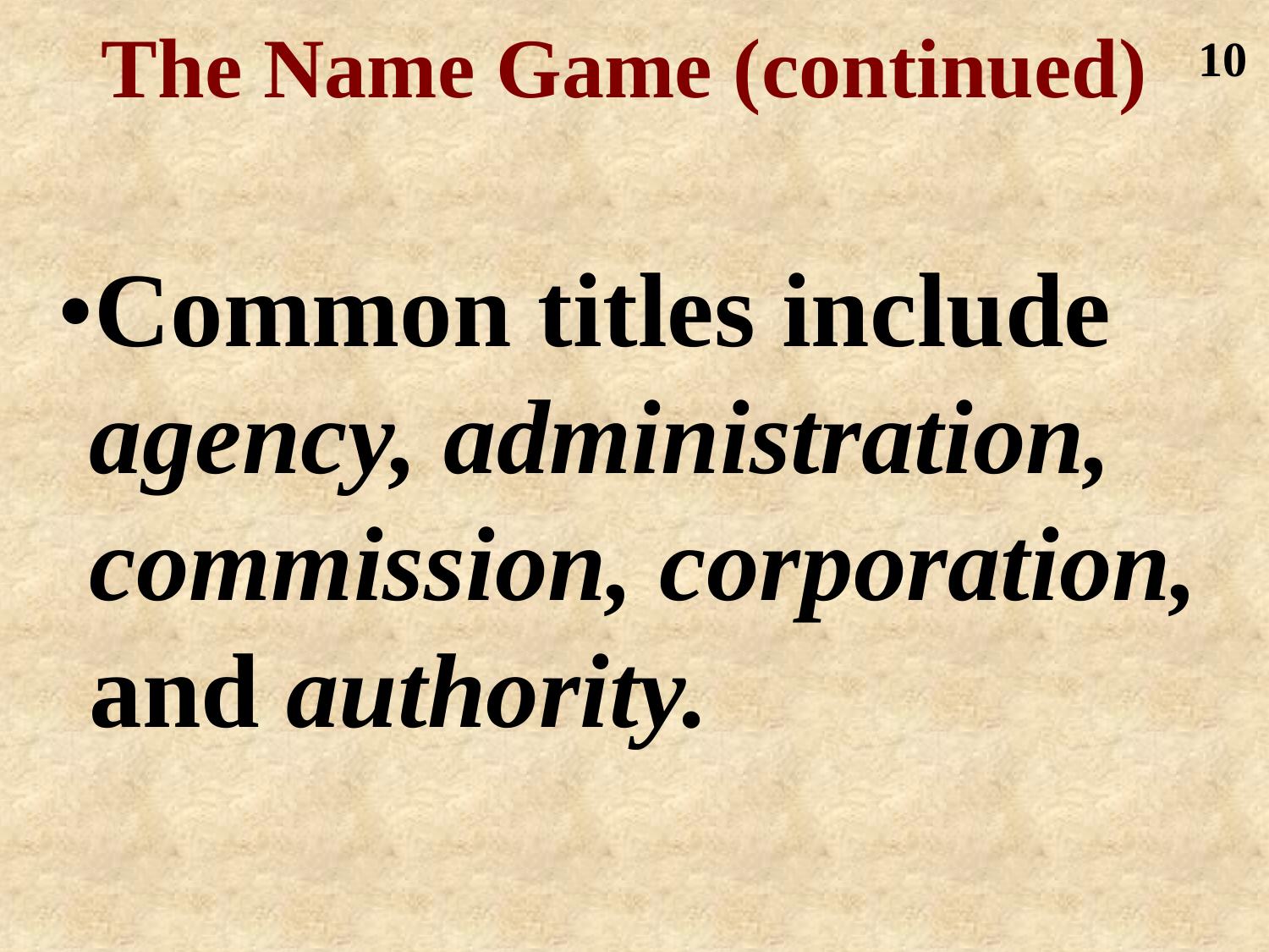# The Name Game (continued)

- **Common titles include *agency, administration, commission, corporation,* and *authority.***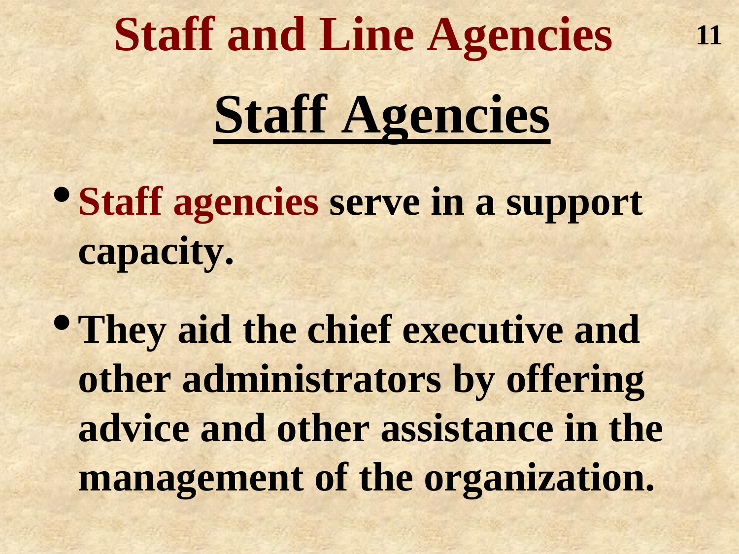# Staff and Line Agencies

## Staff Agencies

- **Staff agencies** serve in a support capacity.
- They aid the chief executive and other administrators by offering advice and other assistance in the management of the organization.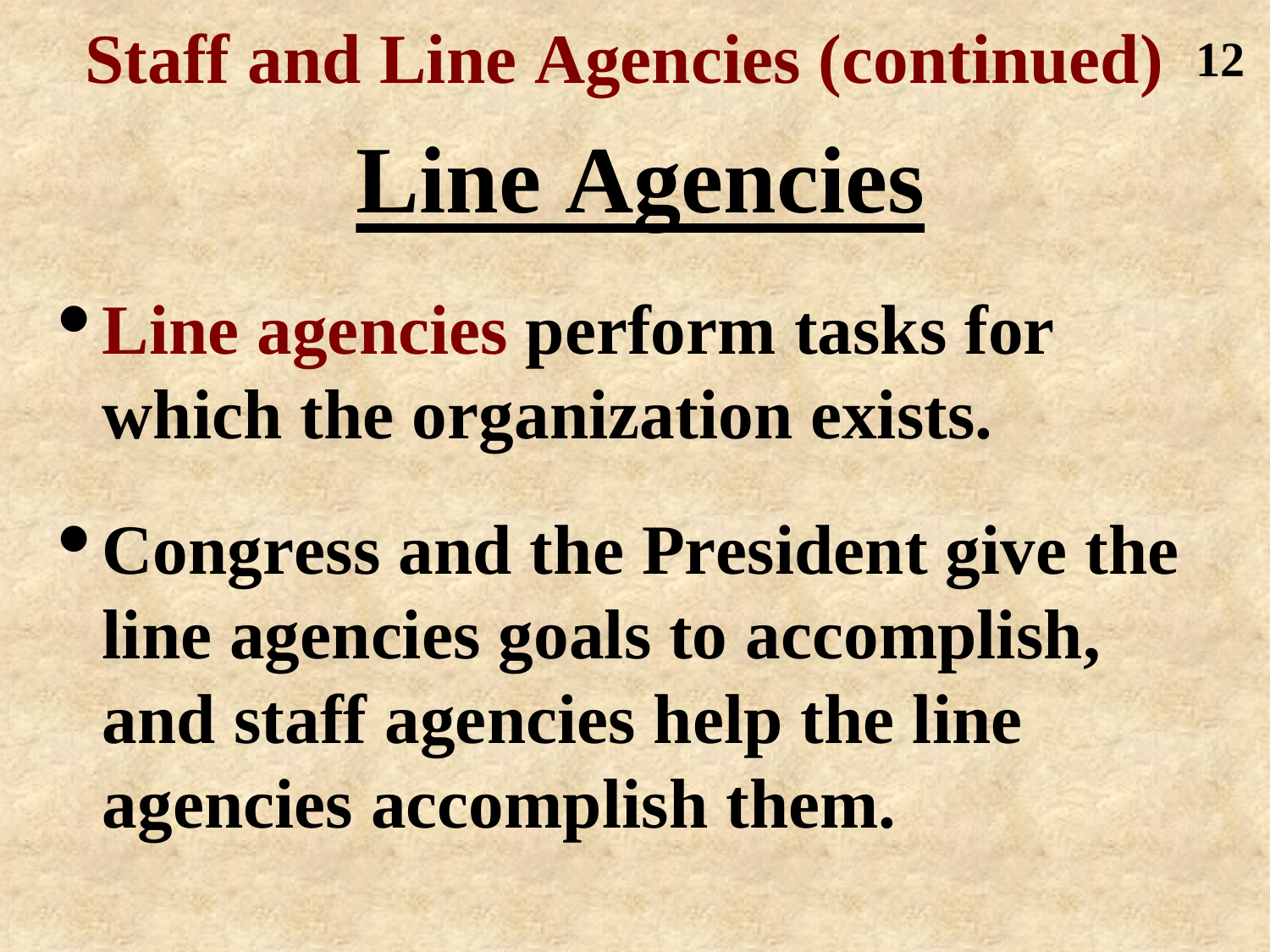# Staff and Line Agencies (continued)

## Line Agencies

- **Line agencies** perform tasks for which the organization exists.
- Congress and the President give the line agencies goals to accomplish, and staff agencies help the line agencies accomplish them.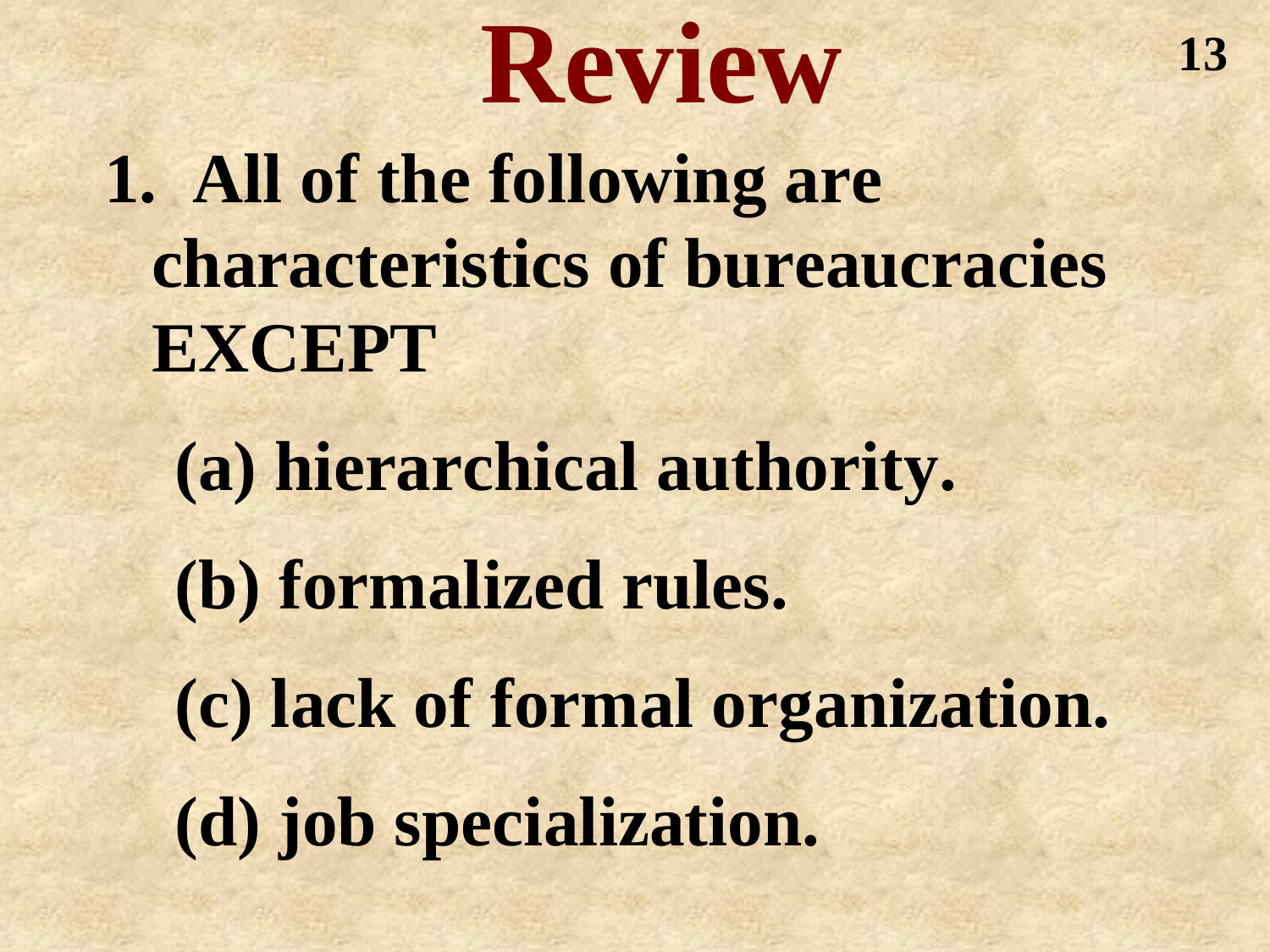# Review

1. All of the following are characteristics of bureaucracies EXCEPT

   (a) hierarchical authority.

   (b) formalized rules.

   (c) lack of formal organization.

   (d) job specialization.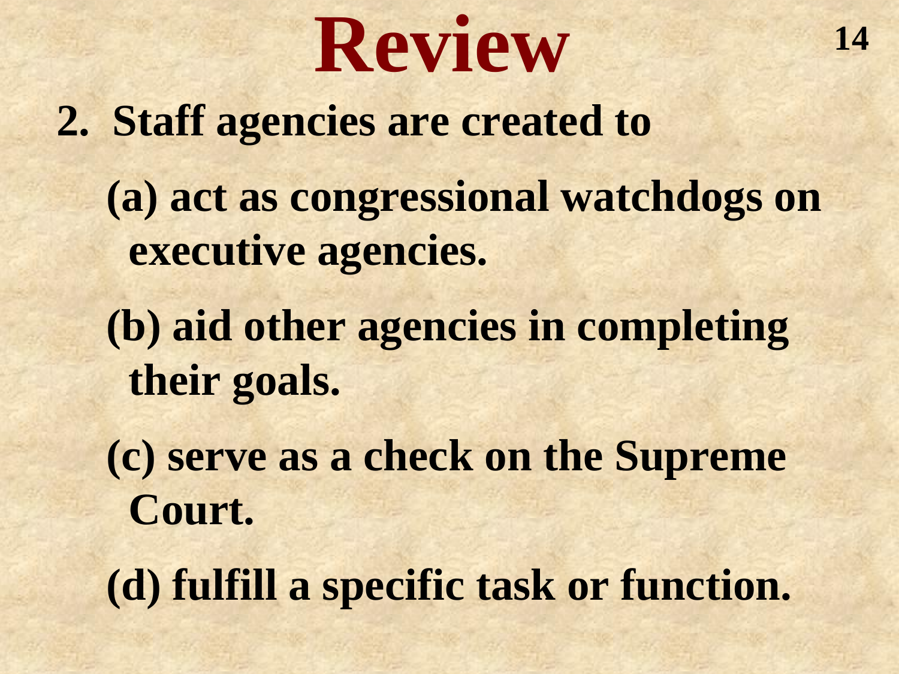# Review

2. Staff agencies are created to

   (a) act as congressional watchdogs on executive agencies.

   (b) aid other agencies in completing their goals.

   (c) serve as a check on the Supreme Court.

   (d) fulfill a specific task or function.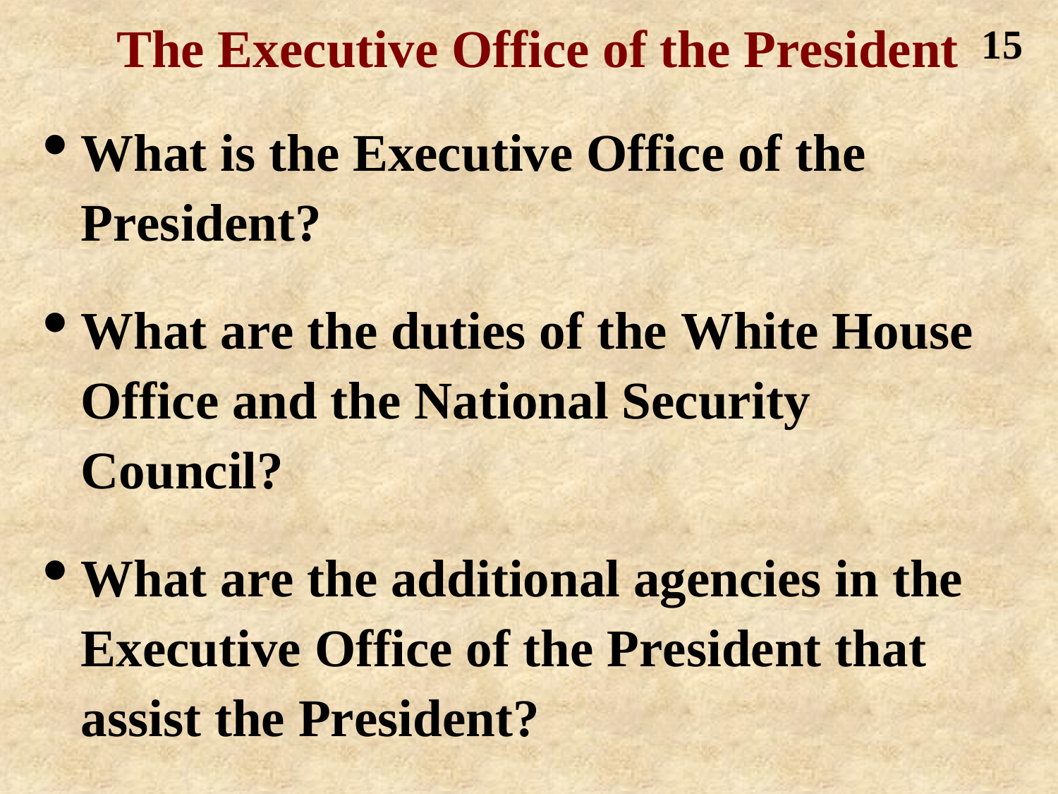# The Executive Office of the President

- **What is the Executive Office of the President?**
- **What are the duties of the White House Office and the National Security Council?**
- **What are the additional agencies in the Executive Office of the President that assist the President?**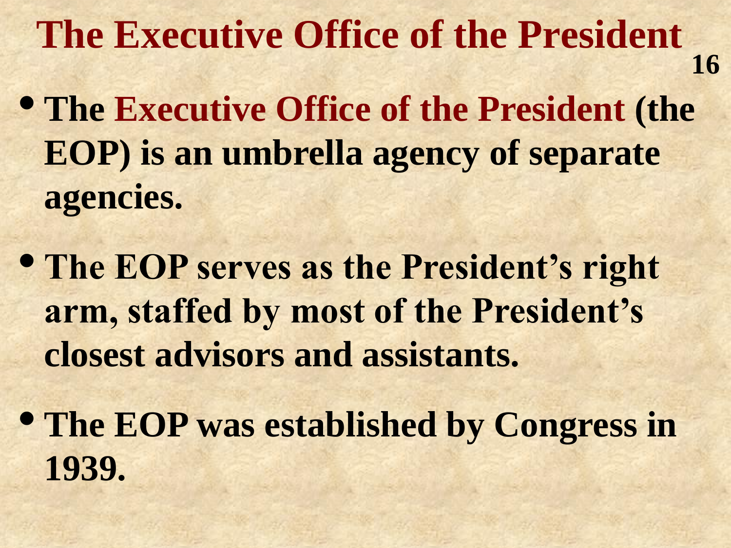# The Executive Office of the President

- The **Executive Office of the President** (the EOP) is an umbrella agency of separate agencies.
- The EOP serves as the President's right arm, staffed by most of the President's closest advisors and assistants.
- The EOP was established by Congress in 1939.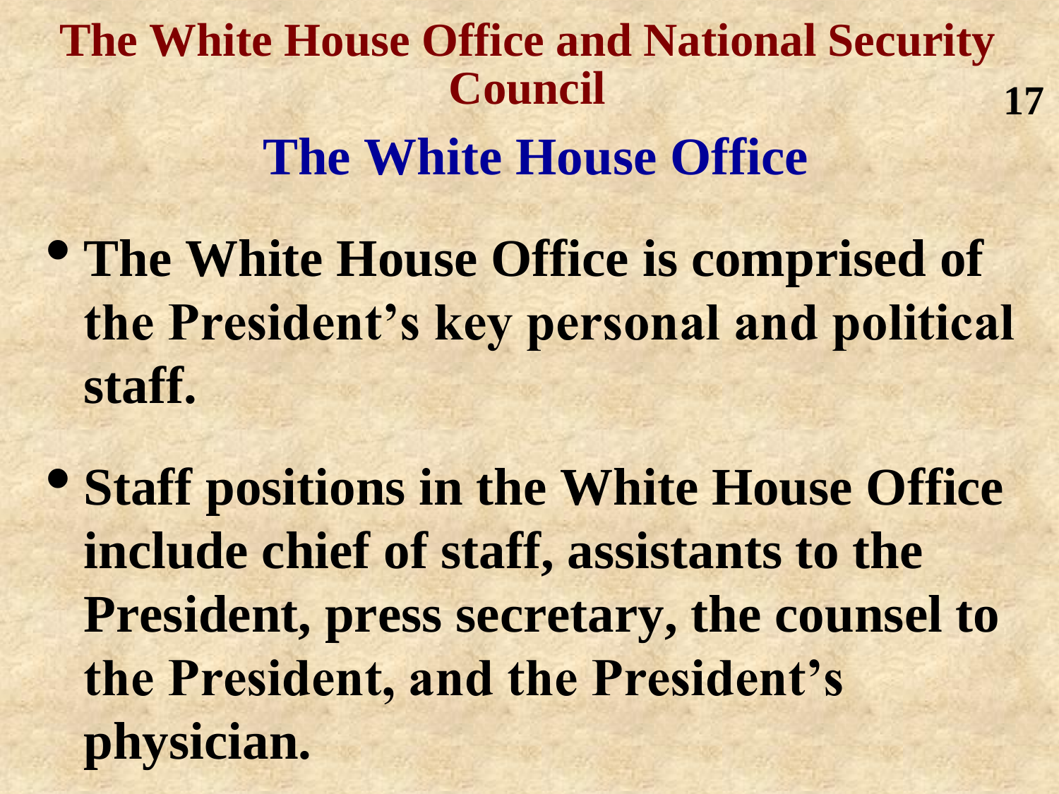# The White House Office and National Security Council

## The White House Office

- The White House Office is comprised of the President's key personal and political staff.
- Staff positions in the White House Office include chief of staff, assistants to the President, press secretary, the counsel to the President, and the President's physician.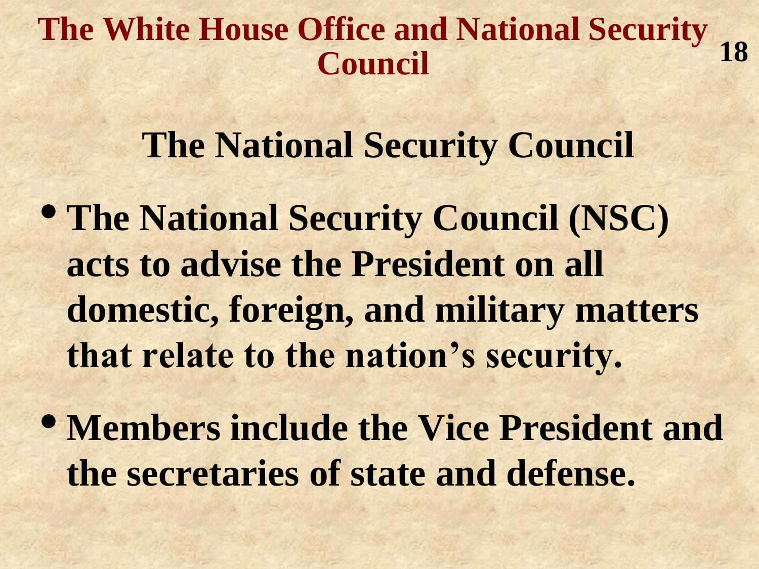# The White House Office and National Security Council

## The National Security Council

- **The National Security Council (NSC) acts to advise the President on all domestic, foreign, and military matters that relate to the nation's security.**
- **Members include the Vice President and the secretaries of state and defense.**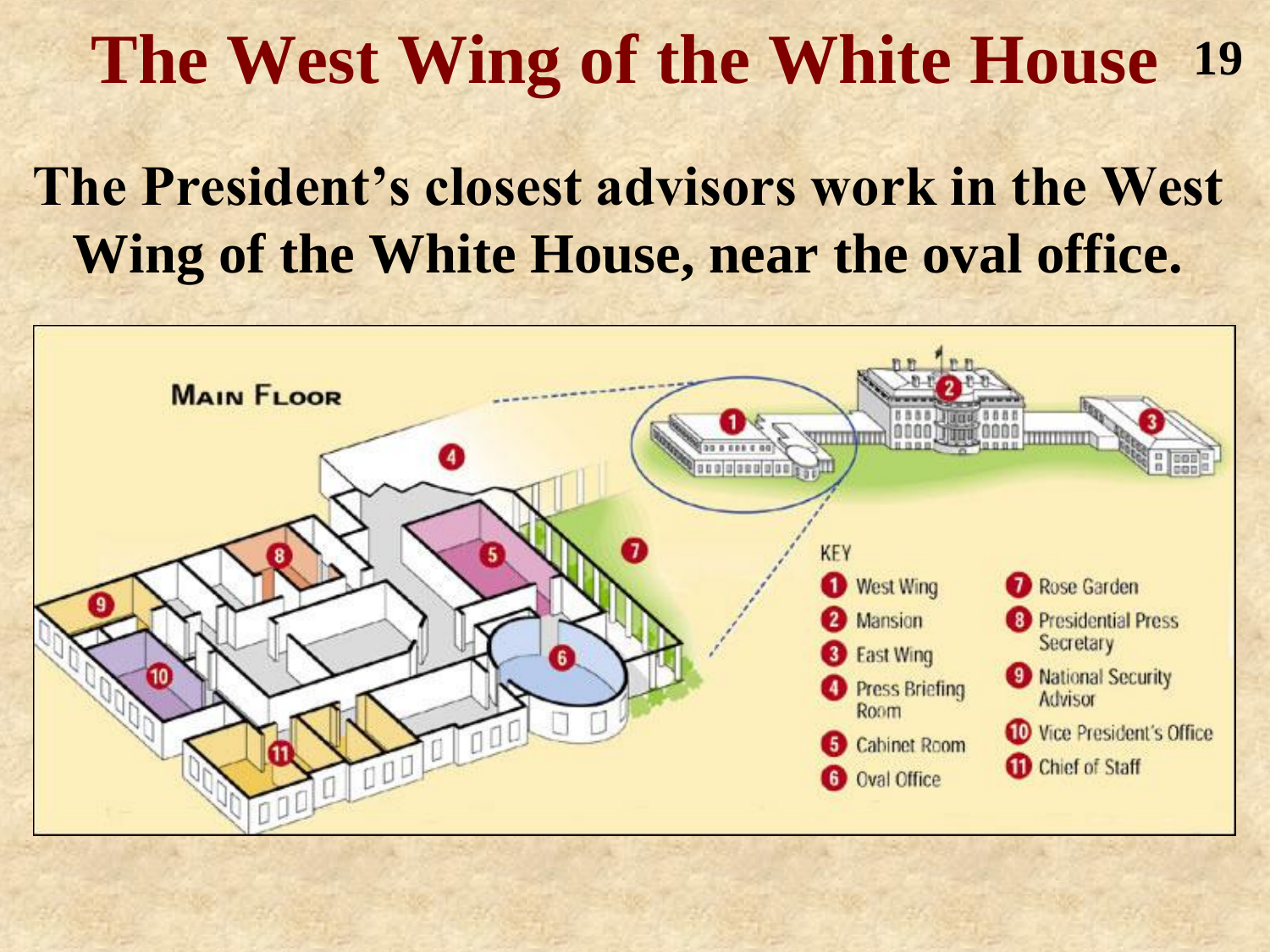# The West Wing of the White House

**The President's closest advisors work in the West Wing of the White House, near the oval office.**

MAIN FLOOR

KEY

1. West Wing
2. Mansion
3. East Wing
4. Press Briefing Room
5. Cabinet Room
6. Oval Office
7. Rose Garden
8. Presidential Press Secretary
9. National Security Advisor
10. Vice President's Office
11. Chief of Staff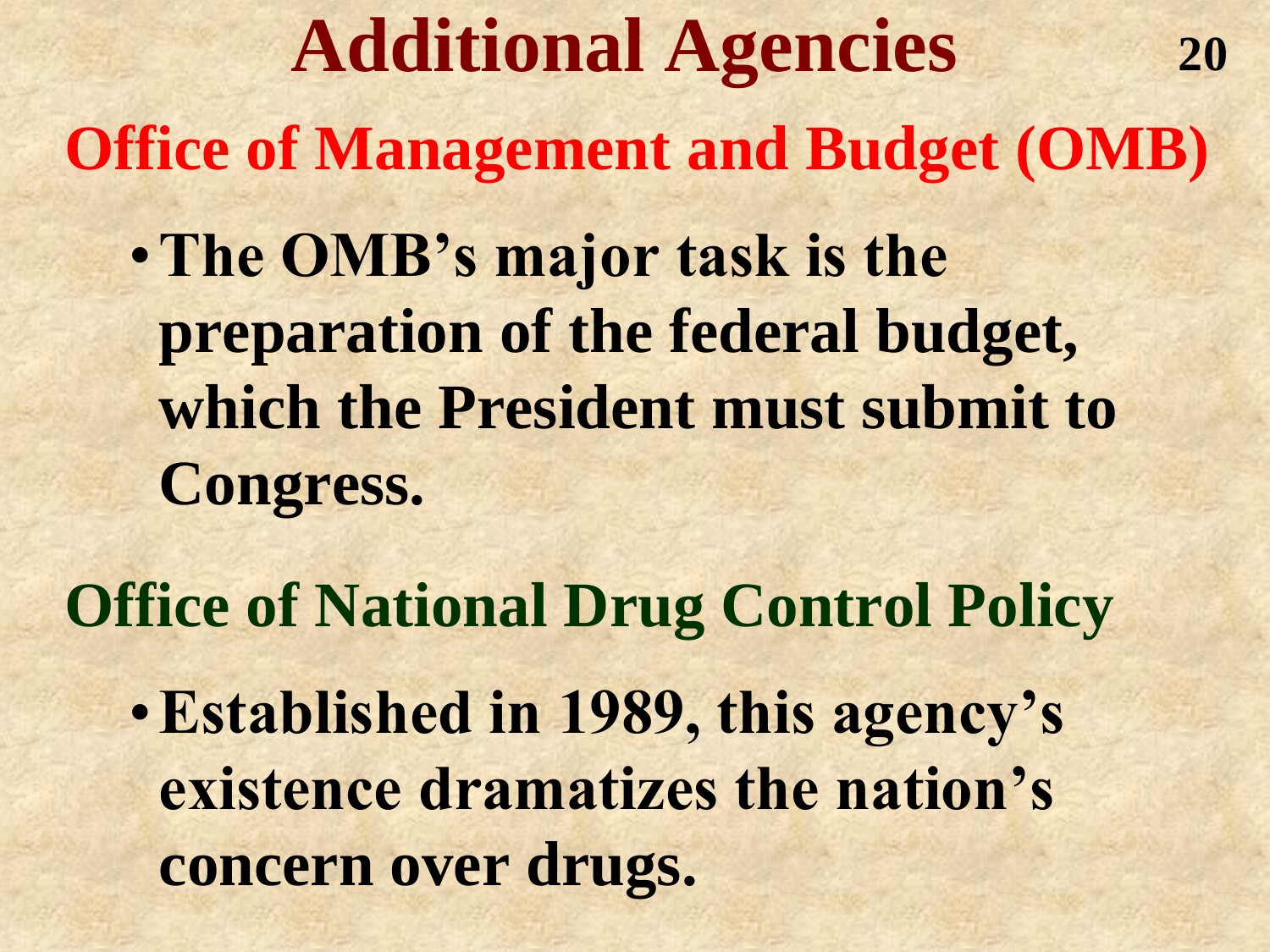# Additional Agencies

## Office of Management and Budget (OMB)

- **The OMB's major task is the preparation of the federal budget, which the President must submit to Congress.**

## Office of National Drug Control Policy

- **Established in 1989, this agency's existence dramatizes the nation's concern over drugs.**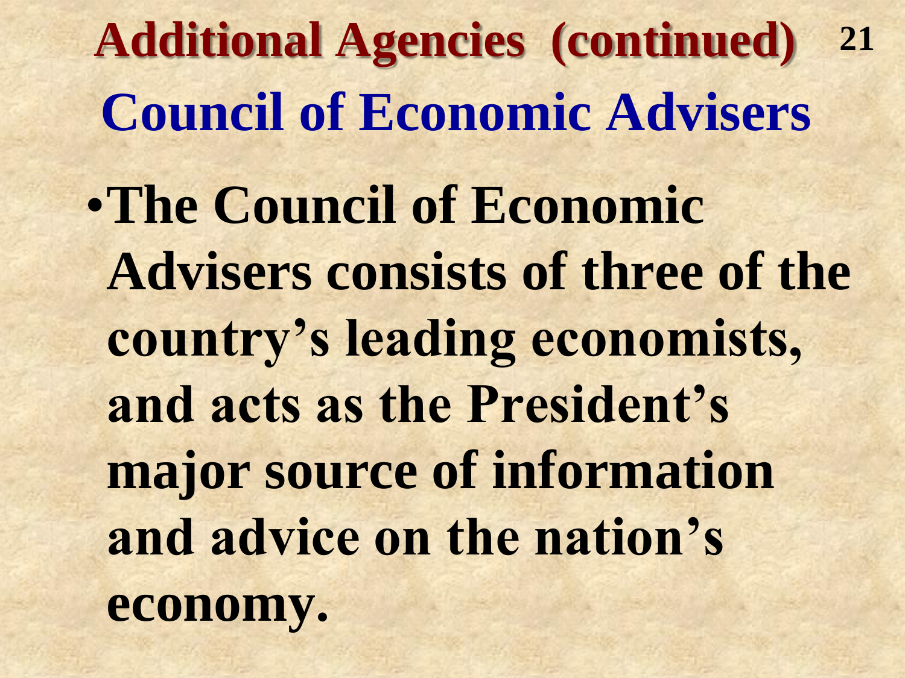# Additional Agencies (continued)

## Council of Economic Advisers

- **The Council of Economic Advisers consists of three of the country's leading economists, and acts as the President's major source of information and advice on the nation's economy.**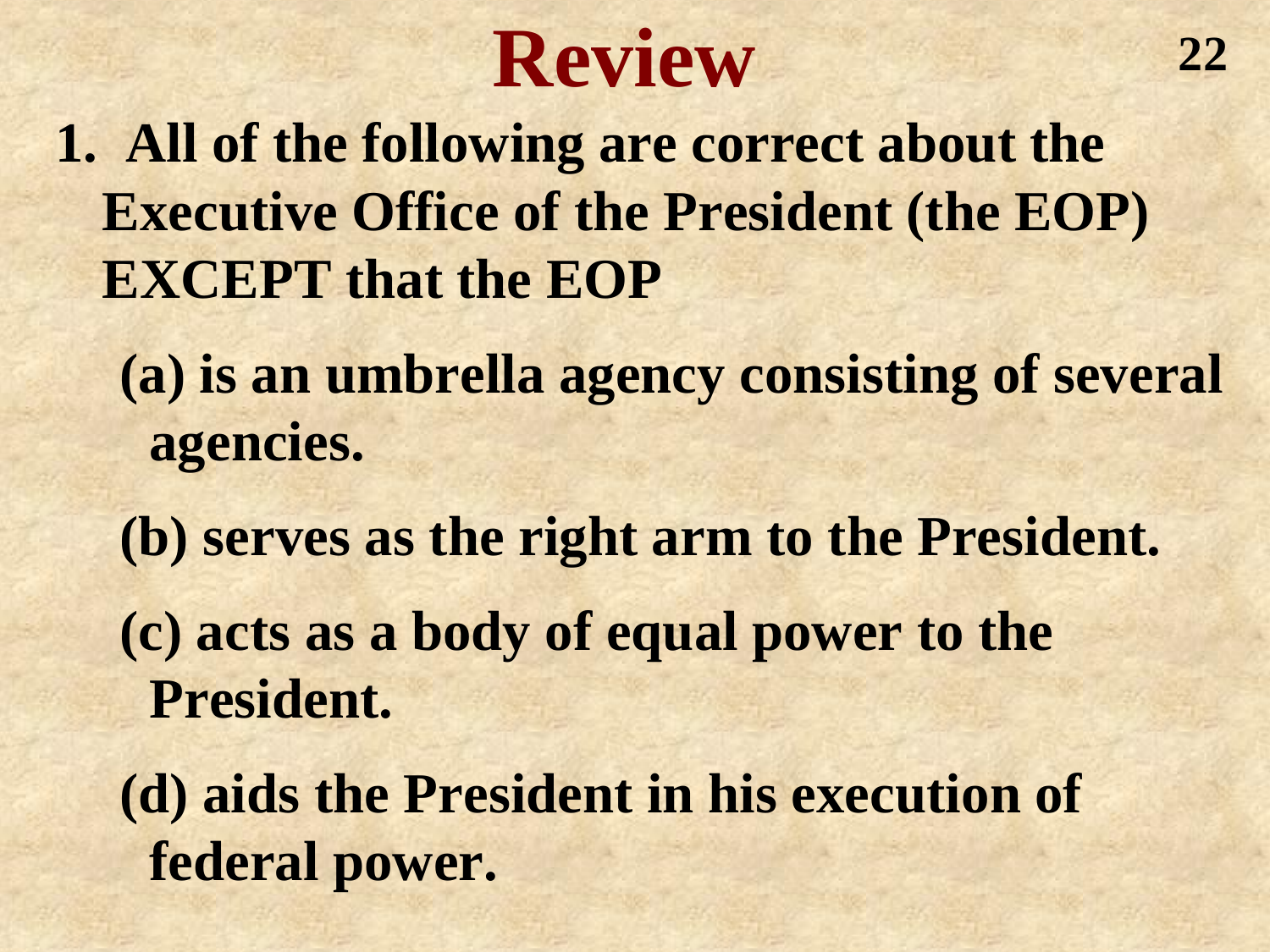# Review

1. **All of the following are correct about the Executive Office of the President (the EOP) EXCEPT that the EOP**

   **(a) is an umbrella agency consisting of several agencies.**

   **(b) serves as the right arm to the President.**

   **(c) acts as a body of equal power to the President.**

   **(d) aids the President in his execution of federal power.**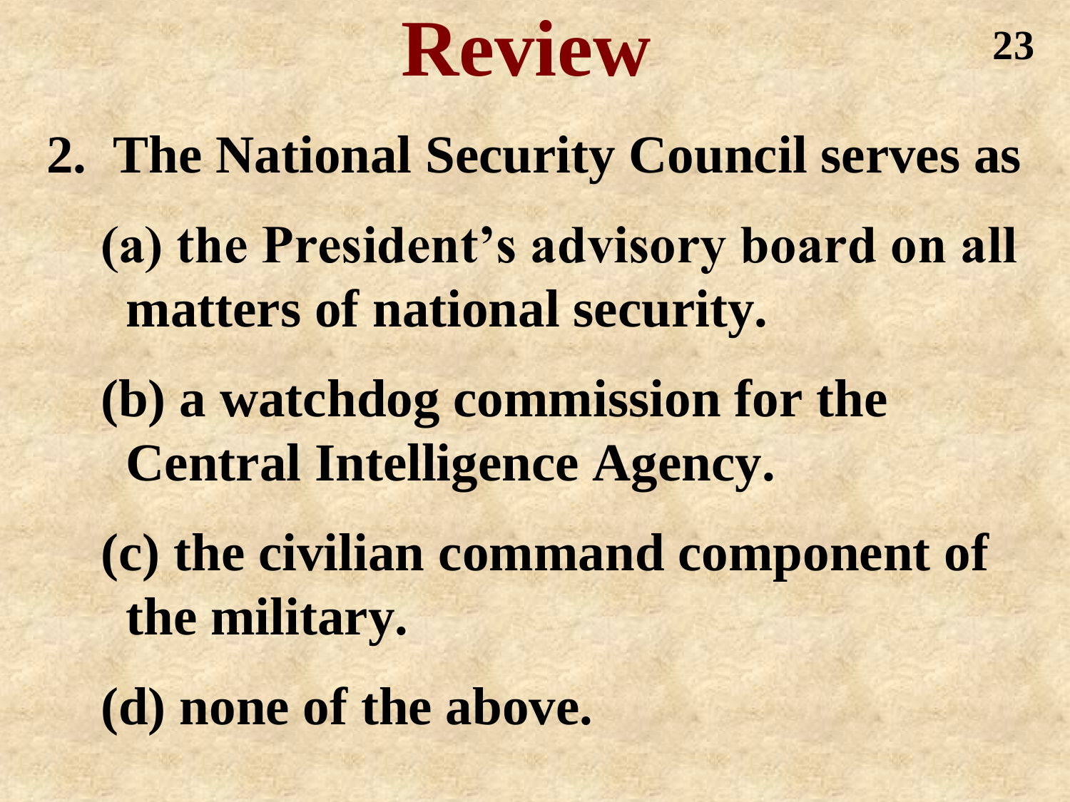# Review

2. The National Security Council serves as

   (a) the President's advisory board on all matters of national security.

   (b) a watchdog commission for the Central Intelligence Agency.

   (c) the civilian command component of the military.

   (d) none of the above.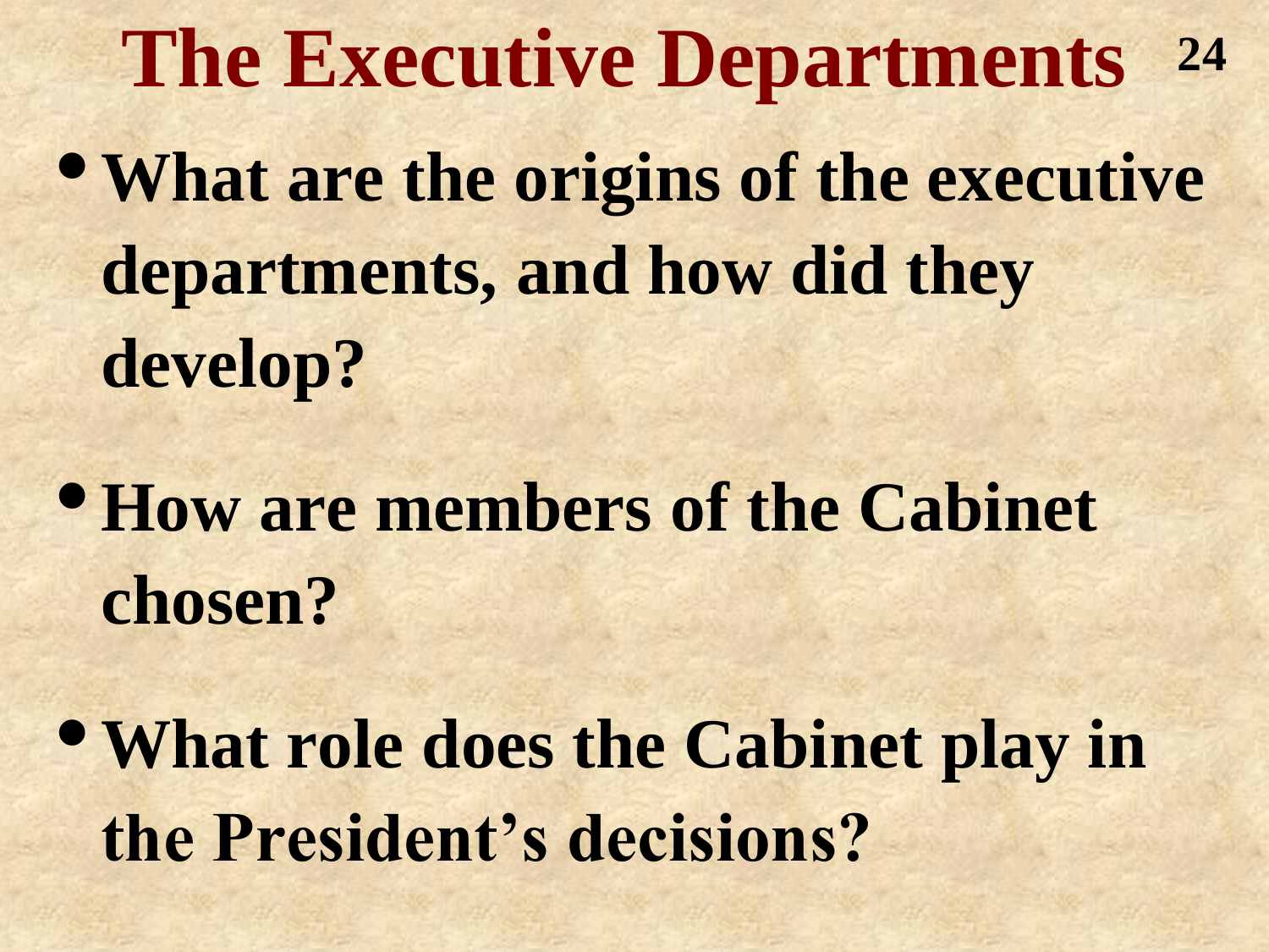# The Executive Departments

- What are the origins of the executive departments, and how did they develop?
- How are members of the Cabinet chosen?
- What role does the Cabinet play in the President's decisions?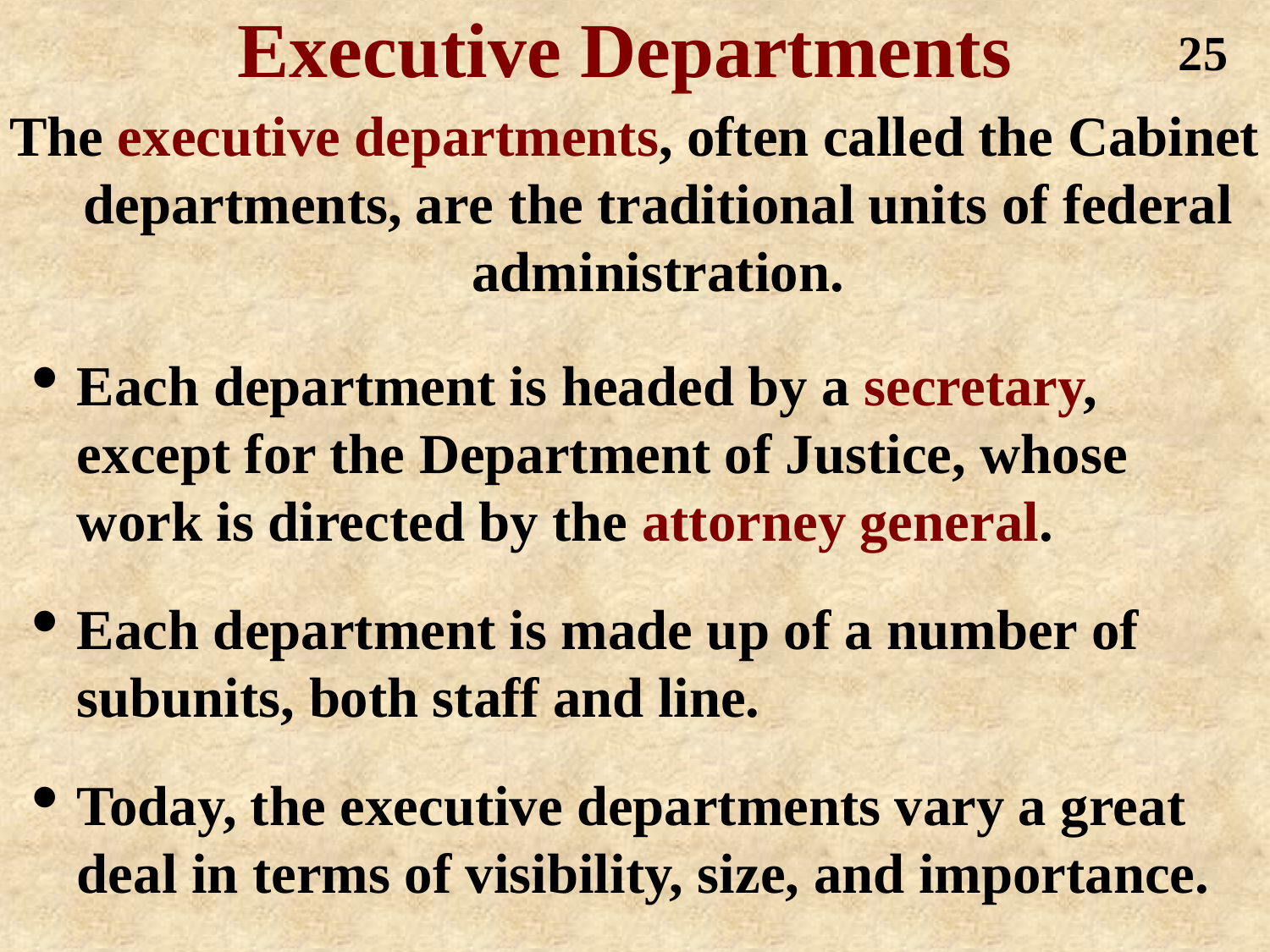# Executive Departments

**The executive departments, often called the Cabinet departments, are the traditional units of federal administration.**

- **Each department is headed by a secretary, except for the Department of Justice, whose work is directed by the attorney general.**
- **Each department is made up of a number of subunits, both staff and line.**
- **Today, the executive departments vary a great deal in terms of visibility, size, and importance.**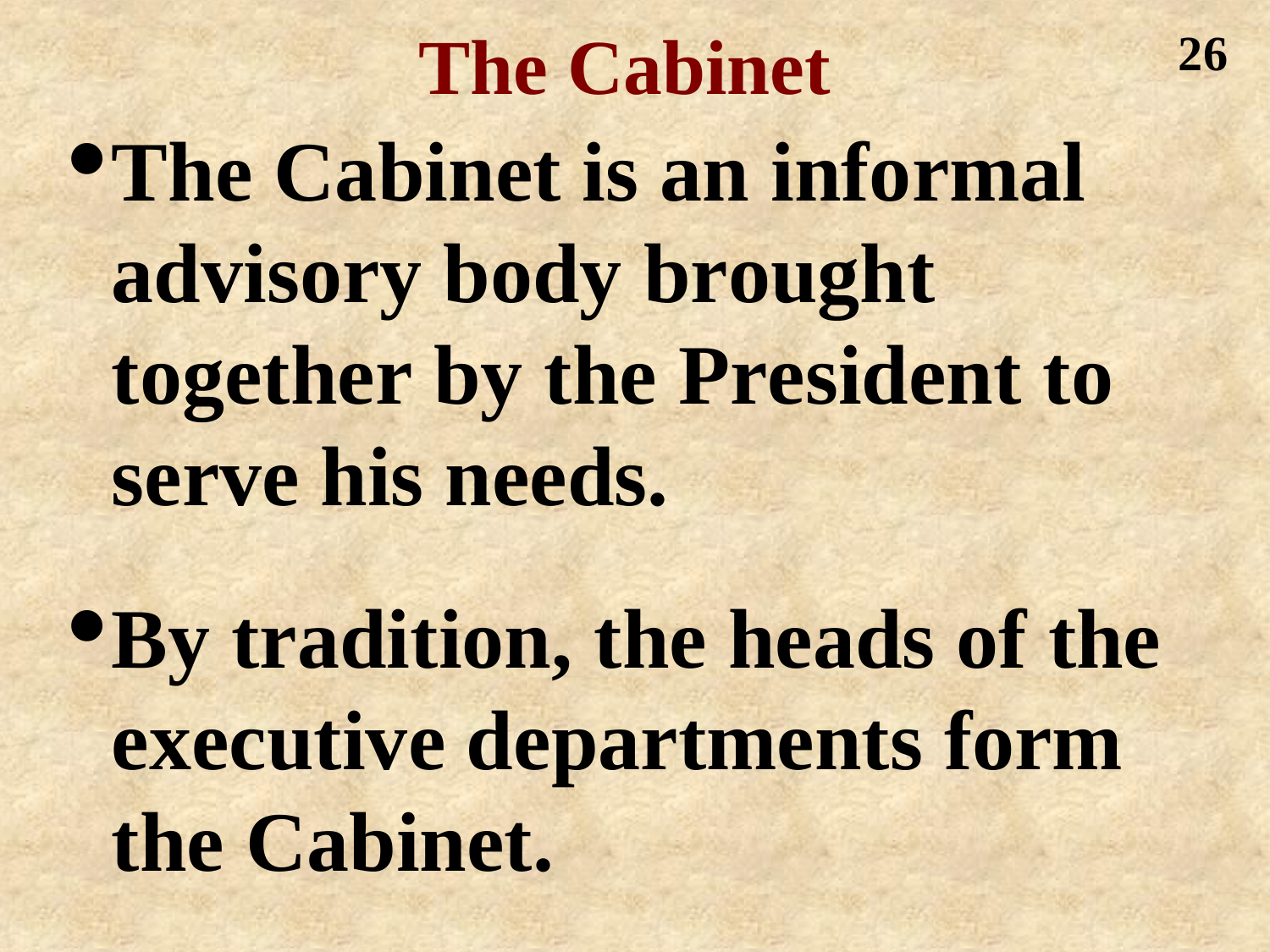# The Cabinet

- **The Cabinet is an informal advisory body brought together by the President to serve his needs.**

- **By tradition, the heads of the executive departments form the Cabinet.**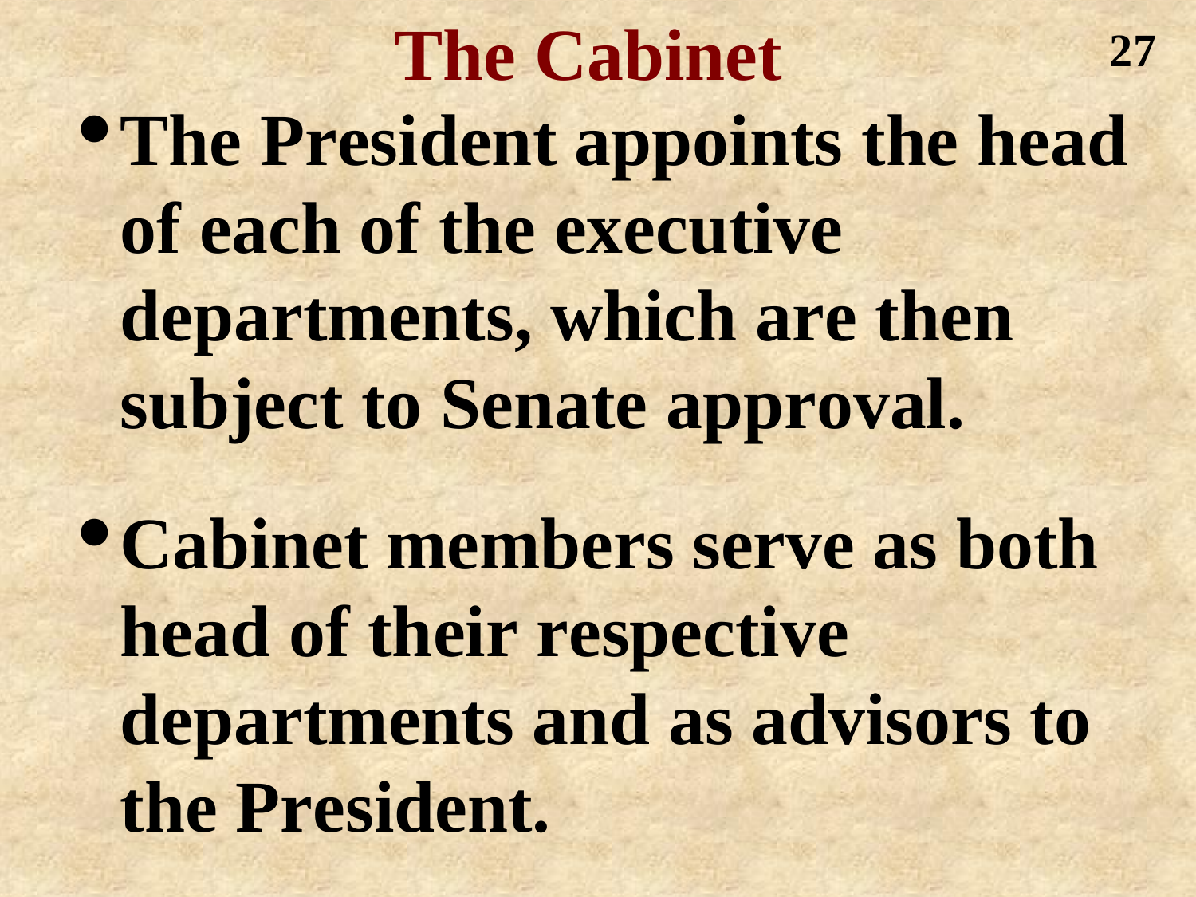# The Cabinet

- The President appoints the head of each of the executive departments, which are then subject to Senate approval.
- Cabinet members serve as both head of their respective departments and as advisors to the President.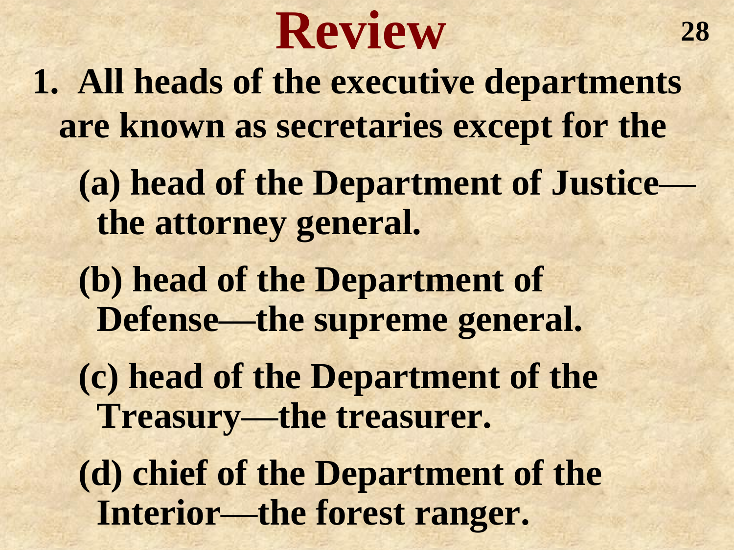# Review

1. **All heads of the executive departments are known as secretaries except for the**

   **(a) head of the Department of Justice—the attorney general.**

   **(b) head of the Department of Defense—the supreme general.**

   **(c) head of the Department of the Treasury—the treasurer.**

   **(d) chief of the Department of the Interior—the forest ranger.**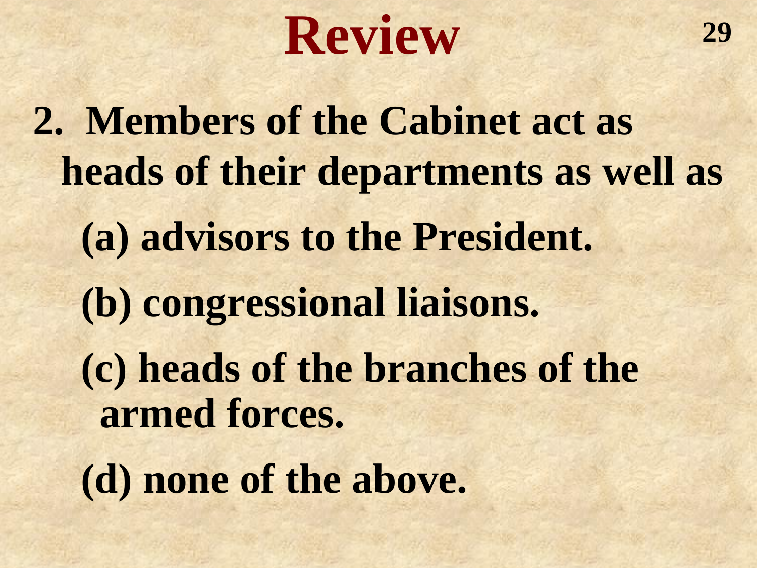# Review

2. Members of the Cabinet act as heads of their departments as well as

   (a) advisors to the President.

   (b) congressional liaisons.

   (c) heads of the branches of the armed forces.

   (d) none of the above.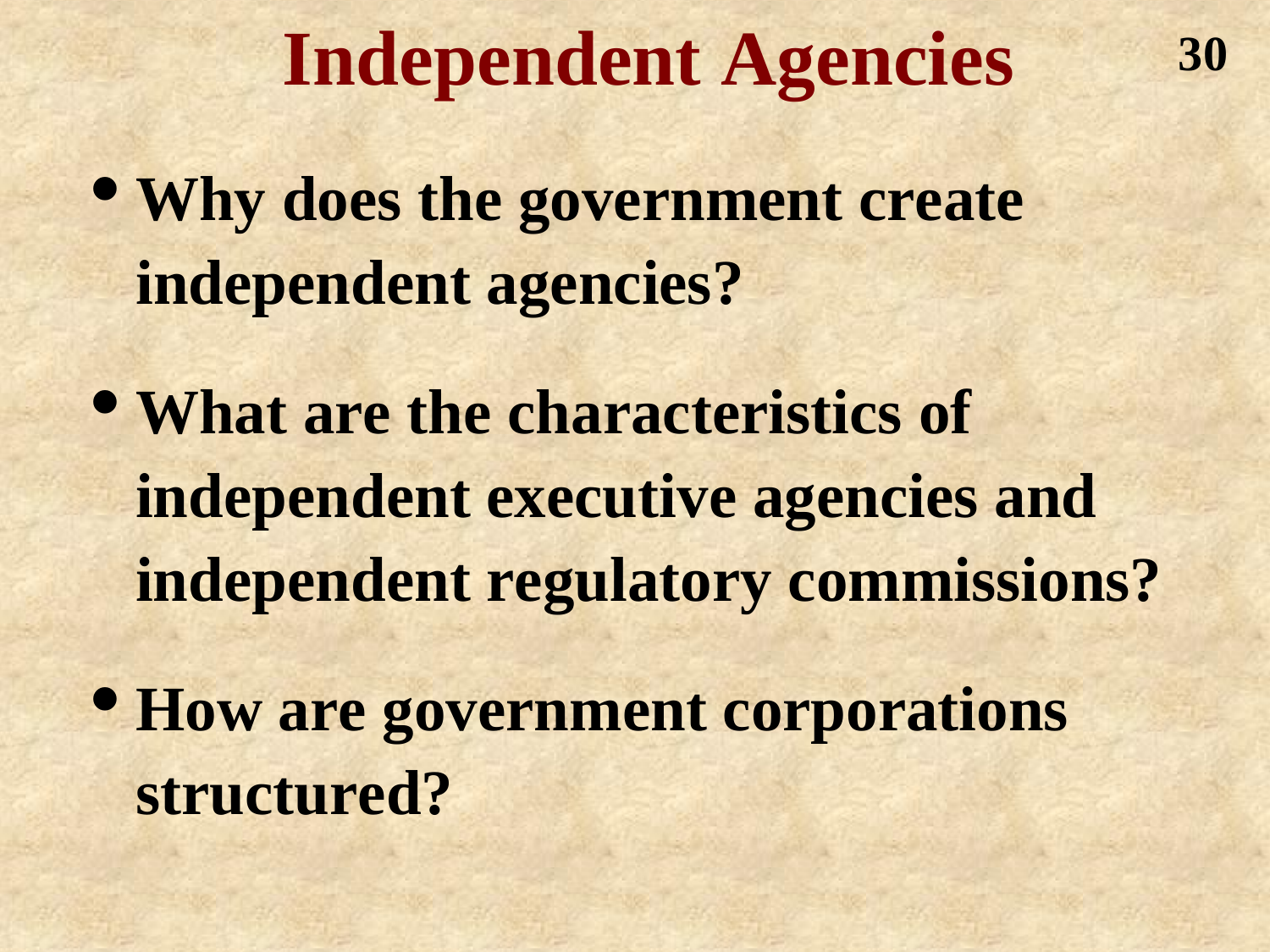# Independent Agencies

- **Why does the government create independent agencies?**
- **What are the characteristics of independent executive agencies and independent regulatory commissions?**
- **How are government corporations structured?**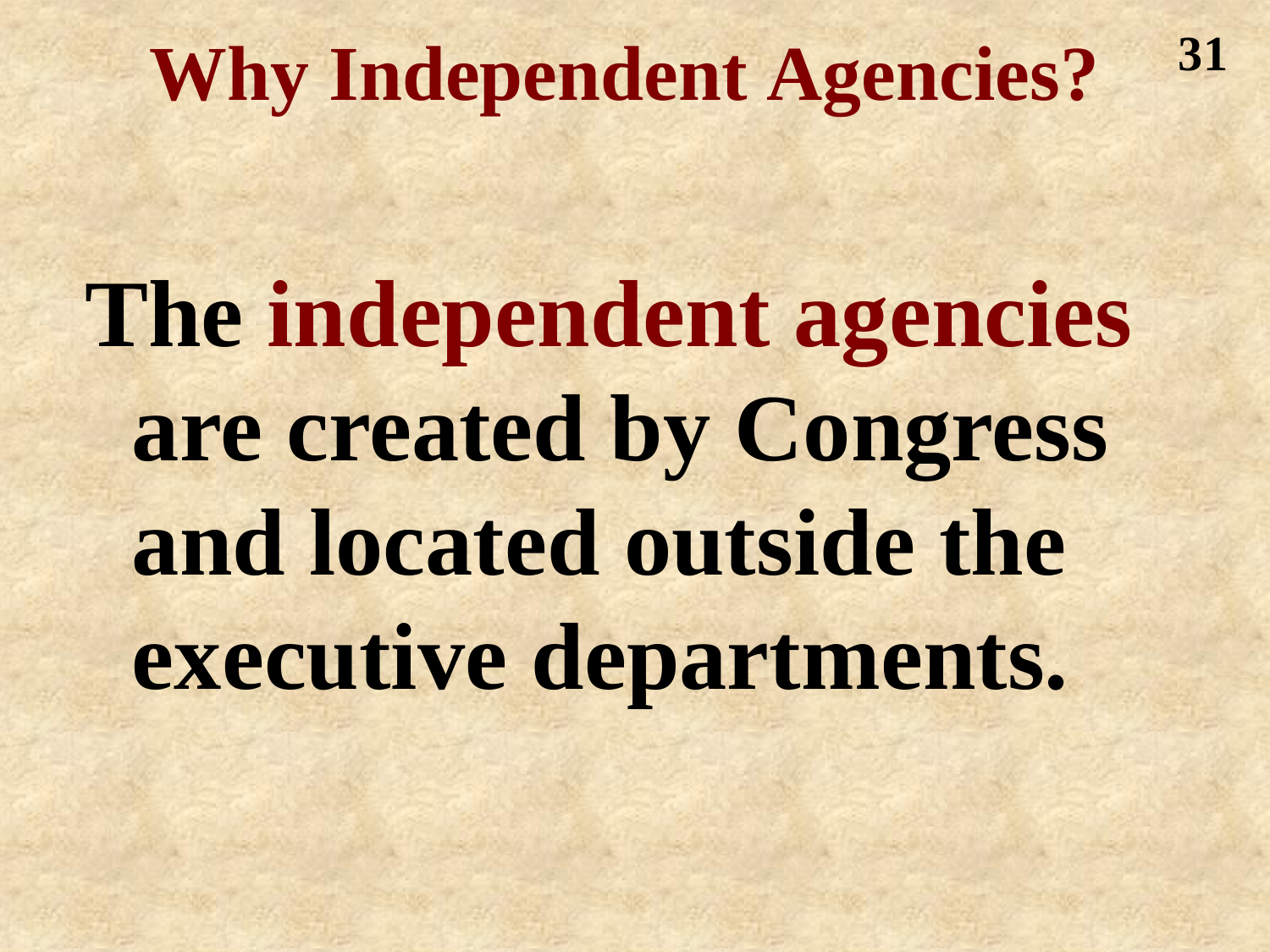# Why Independent Agencies?

**The independent agencies are created by Congress and located outside the executive departments.**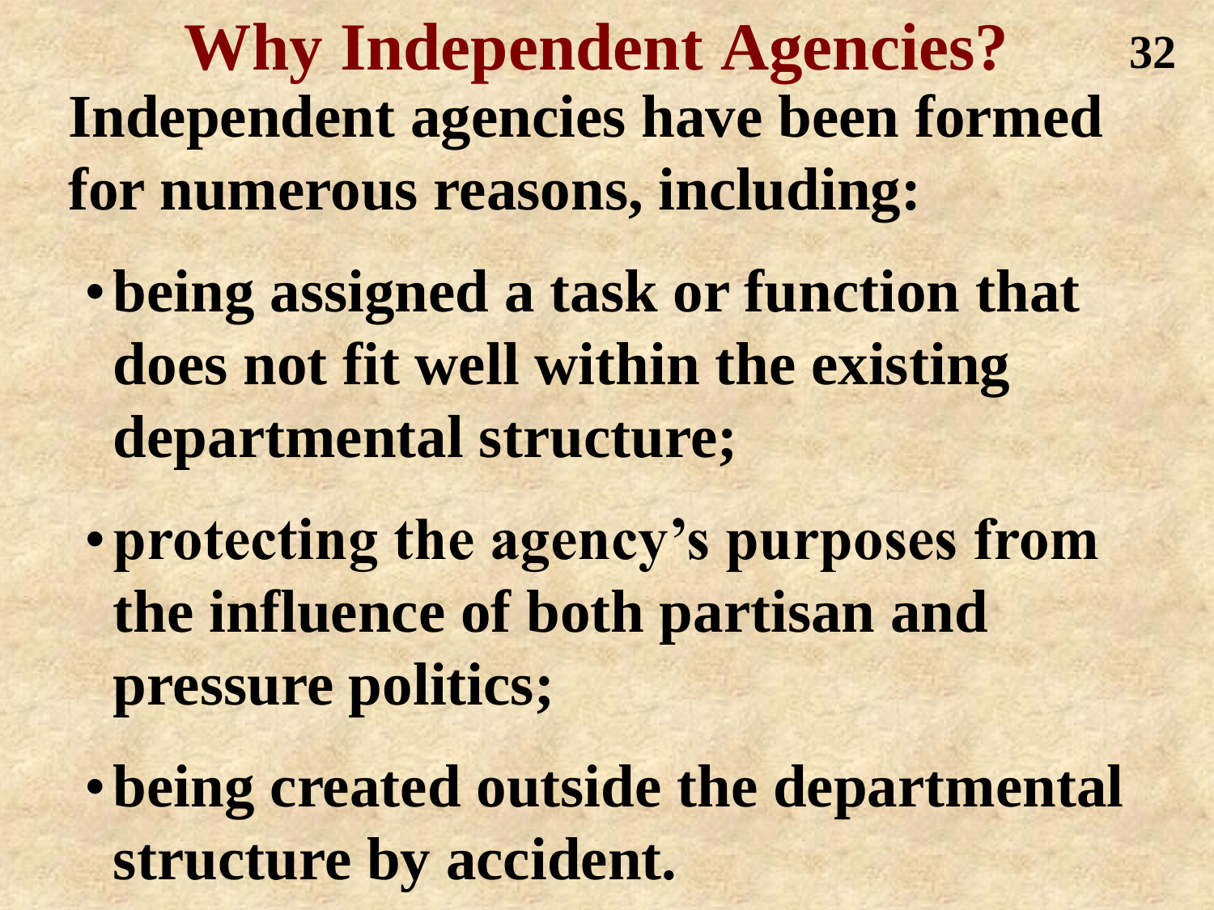# Why Independent Agencies?

**Independent agencies have been formed for numerous reasons, including:**

- **being assigned a task or function that does not fit well within the existing departmental structure;**
- **protecting the agency's purposes from the influence of both partisan and pressure politics;**
- **being created outside the departmental structure by accident.**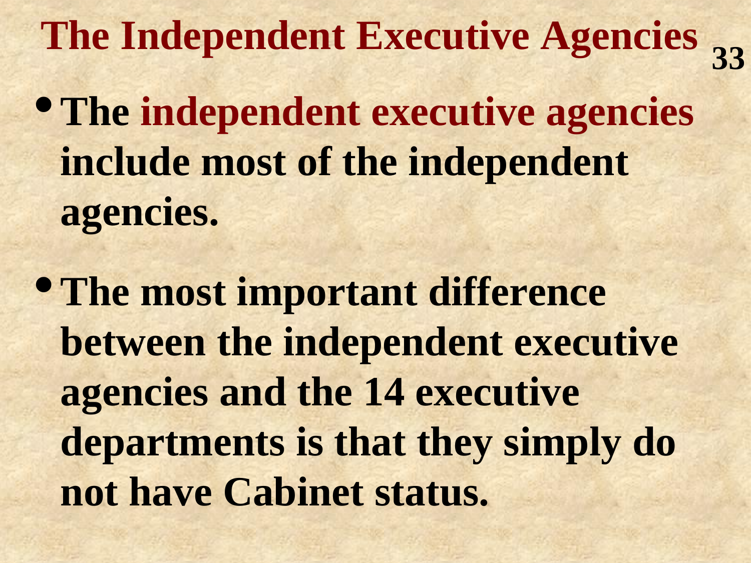# The Independent Executive Agencies

- **The independent executive agencies include most of the independent agencies.**

- **The most important difference between the independent executive agencies and the 14 executive departments is that they simply do not have Cabinet status.**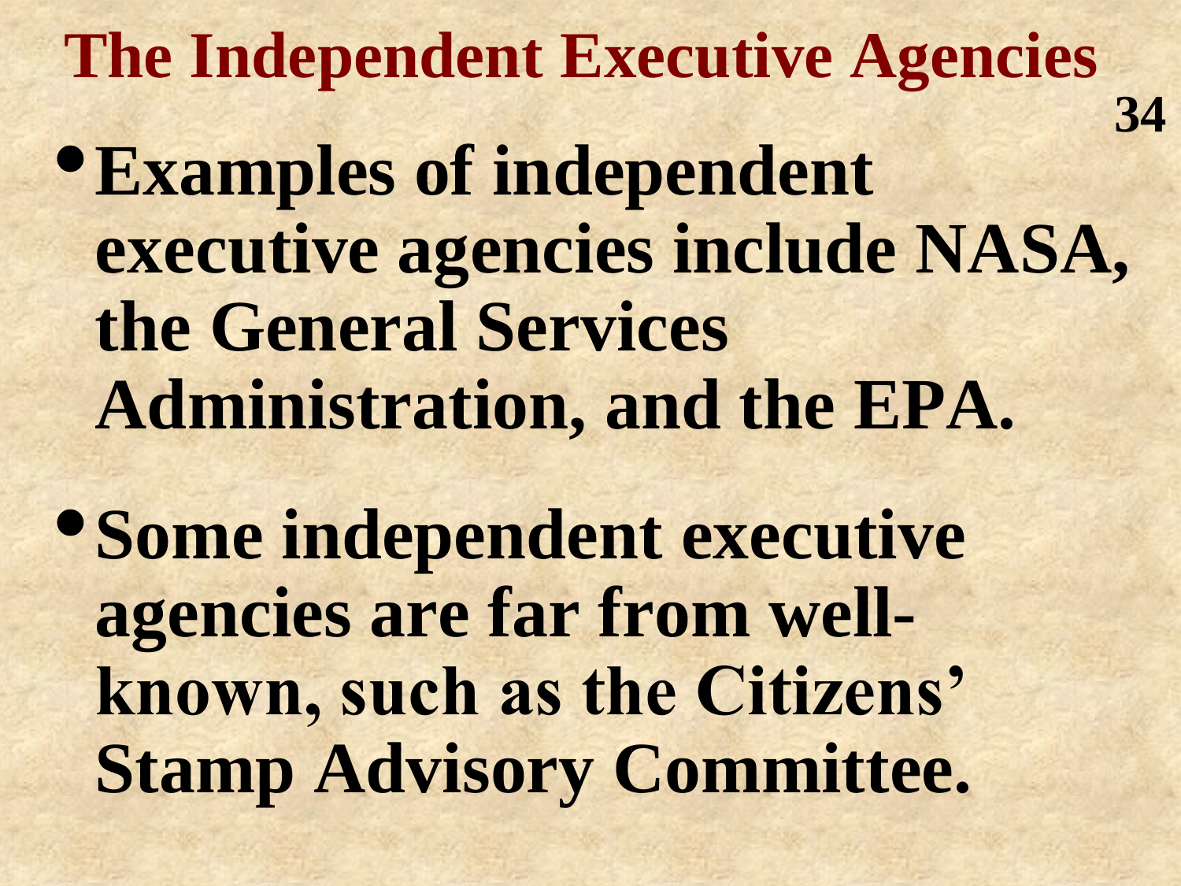# The Independent Executive Agencies

- **Examples of independent executive agencies include NASA, the General Services Administration, and the EPA.**
- **Some independent executive agencies are far from well-known, such as the Citizens' Stamp Advisory Committee.**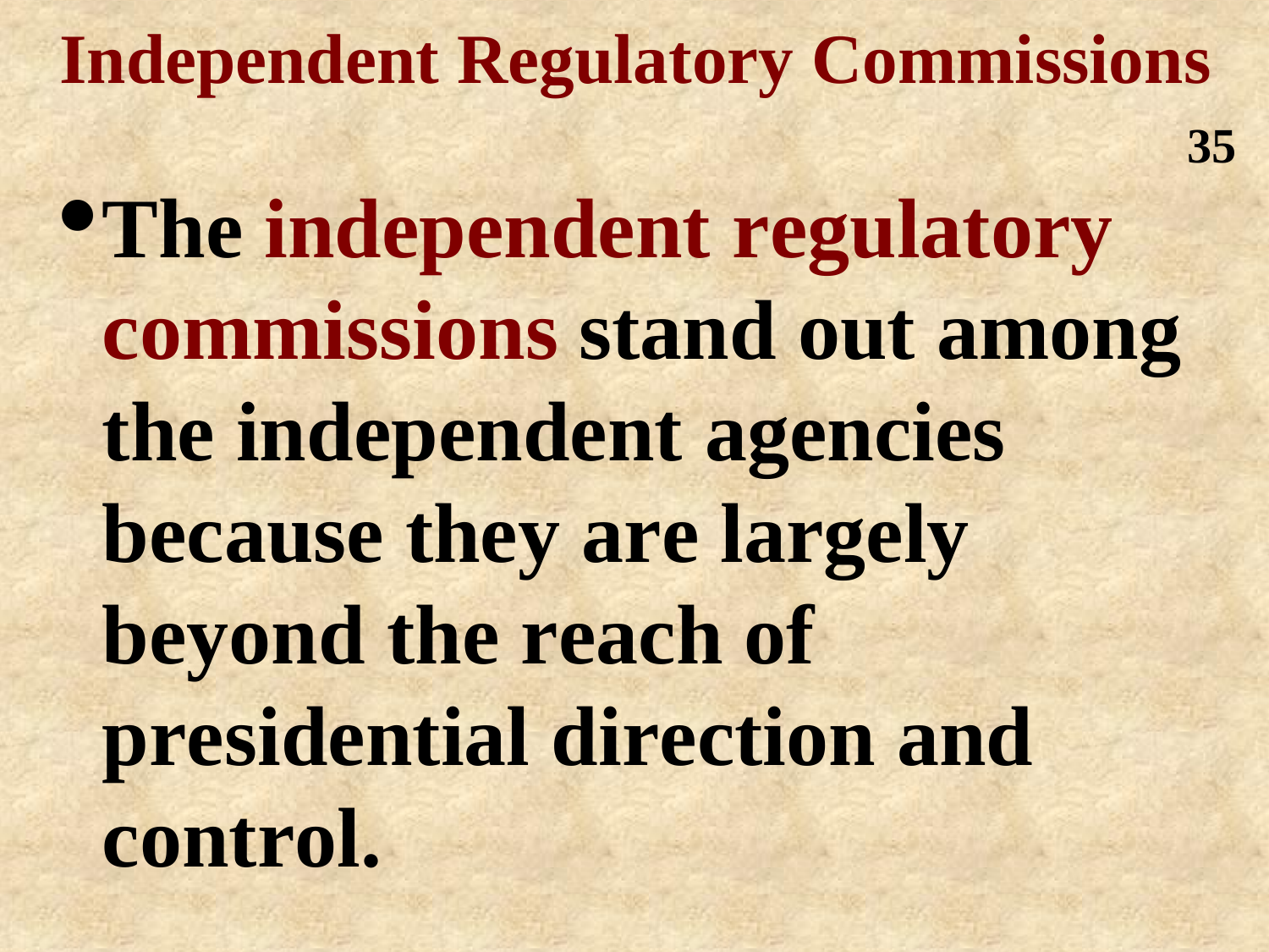# Independent Regulatory Commissions

- The **independent regulatory commissions** stand out among the independent agencies because they are largely beyond the reach of presidential direction and control.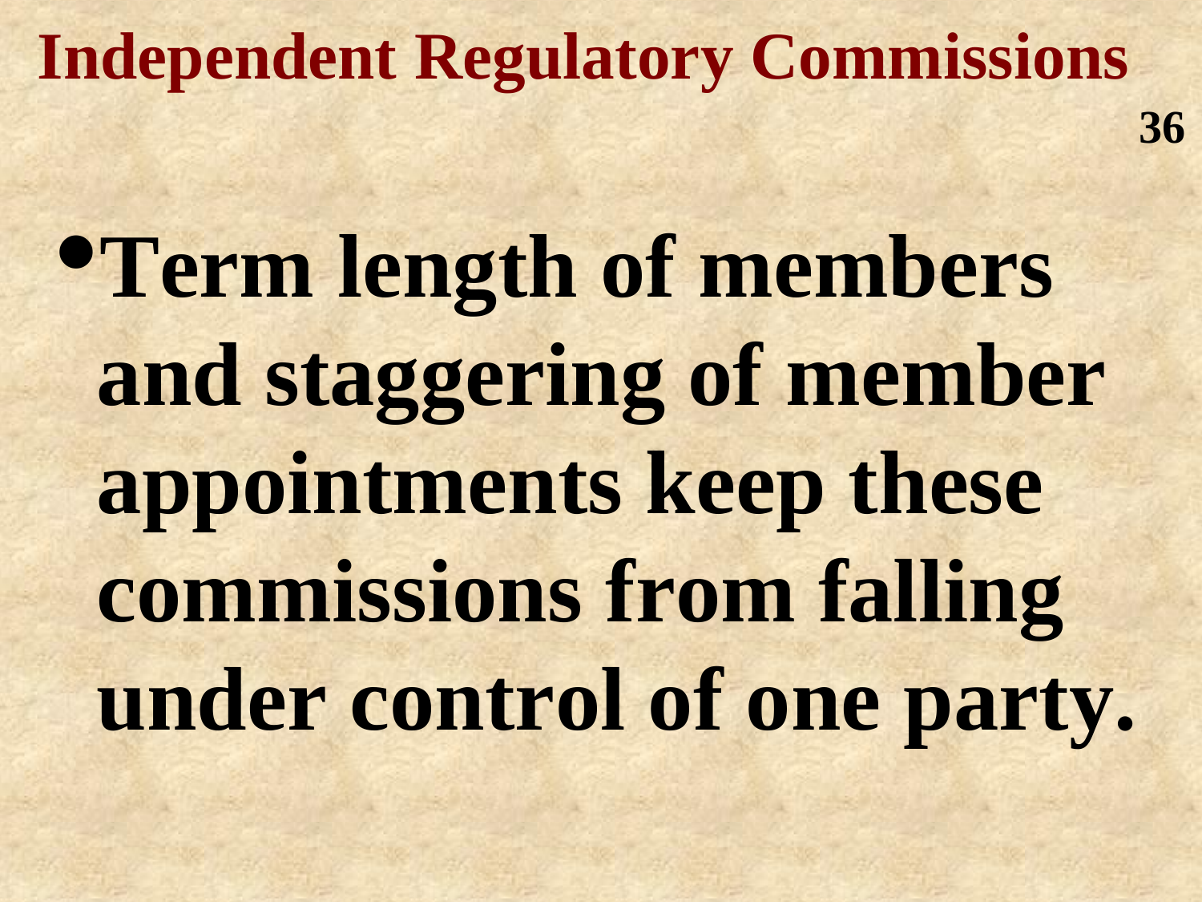# Independent Regulatory Commissions

- **Term length of members and staggering of member appointments keep these commissions from falling under control of one party.**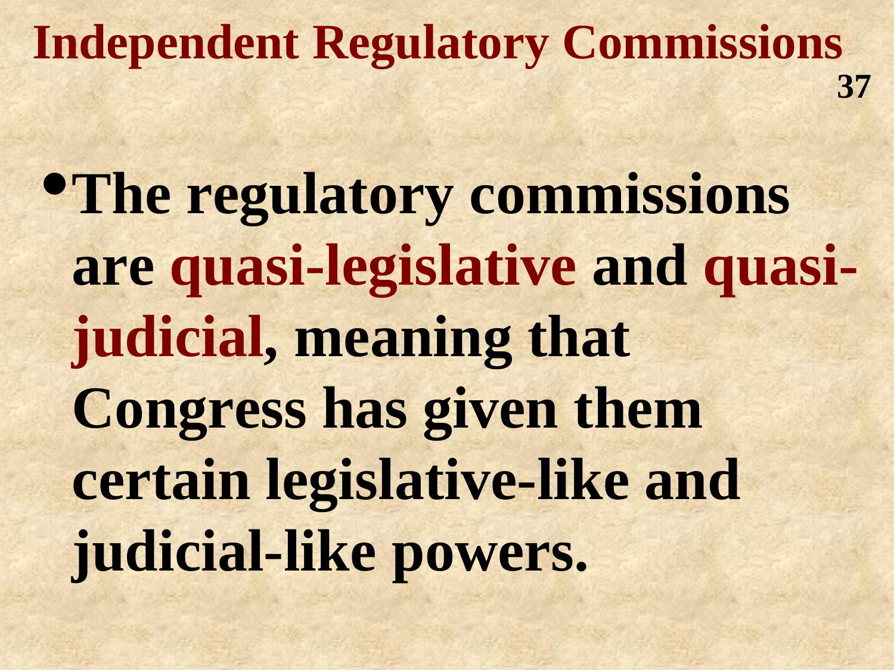# Independent Regulatory Commissions

- The regulatory commissions are **quasi-legislative** and **quasi-judicial**, meaning that Congress has given them certain legislative-like and judicial-like powers.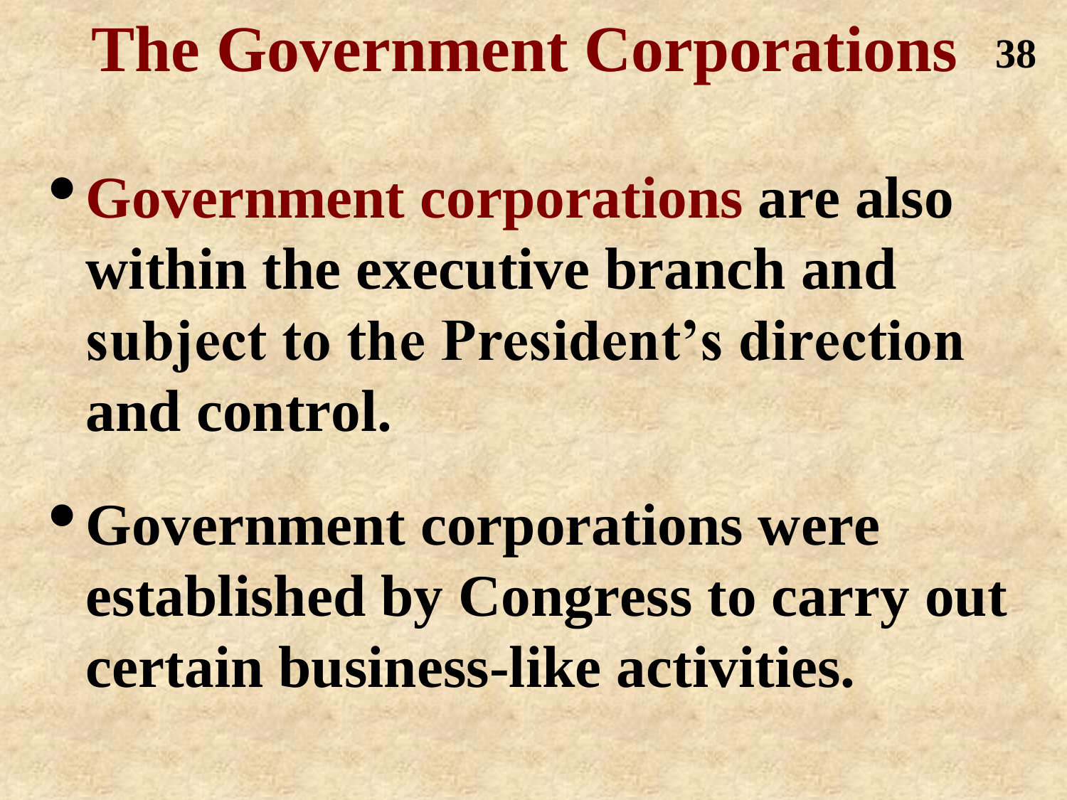# The Government Corporations

- **Government corporations are also within the executive branch and subject to the President's direction and control.**
- **Government corporations were established by Congress to carry out certain business-like activities.**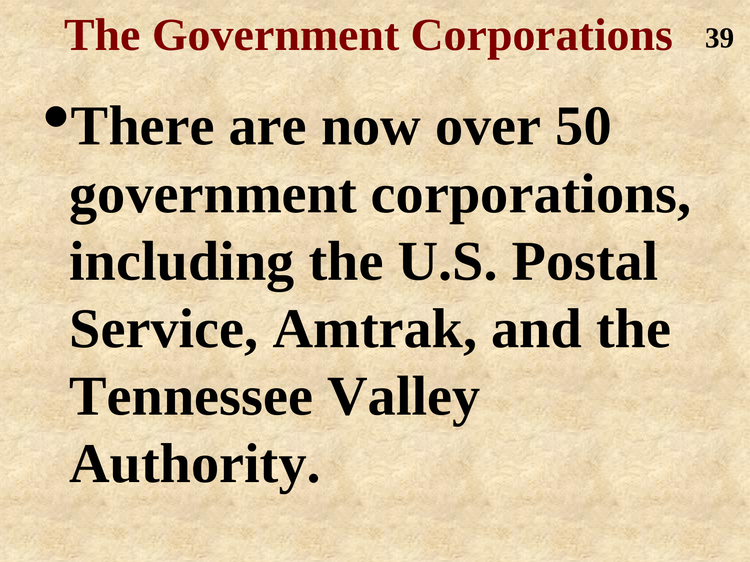# The Government Corporations

- **There are now over 50 government corporations, including the U.S. Postal Service, Amtrak, and the Tennessee Valley Authority.**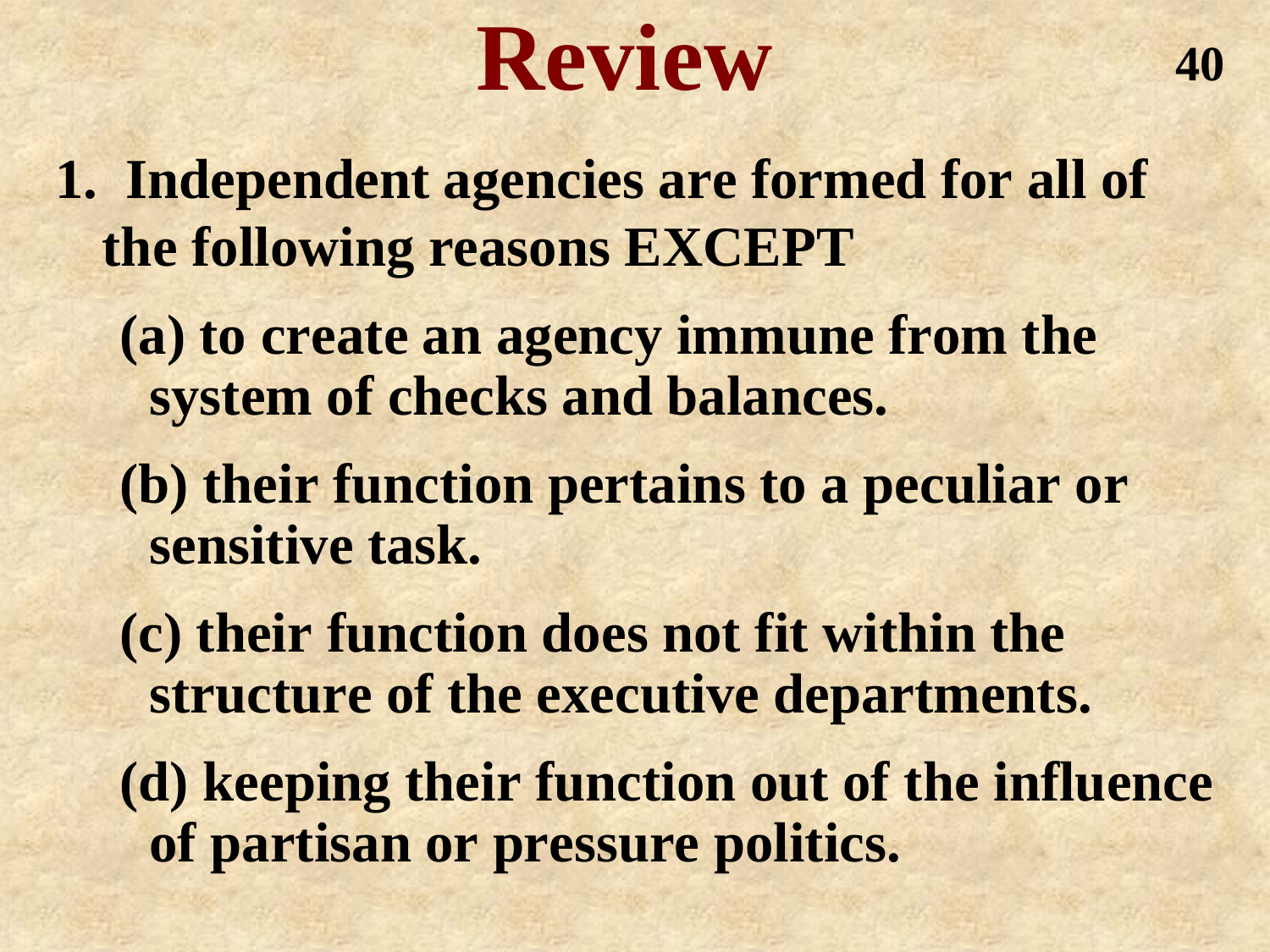# Review

1. Independent agencies are formed for all of the following reasons EXCEPT

   (a) to create an agency immune from the system of checks and balances.

   (b) their function pertains to a peculiar or sensitive task.

   (c) their function does not fit within the structure of the executive departments.

   (d) keeping their function out of the influence of partisan or pressure politics.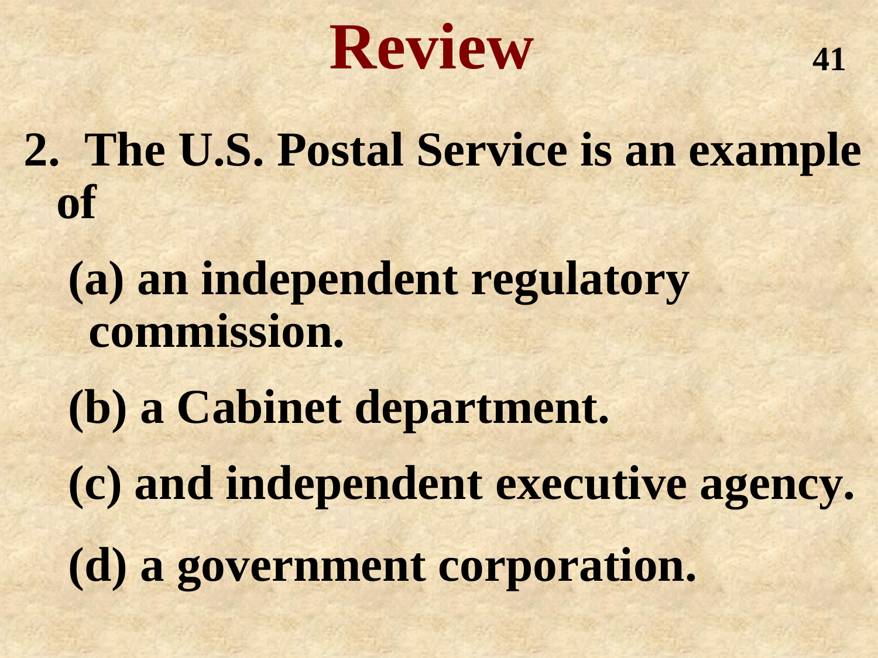# Review

2. The U.S. Postal Service is an example of

   (a) an independent regulatory commission.

   (b) a Cabinet department.

   (c) and independent executive agency.

   (d) a government corporation.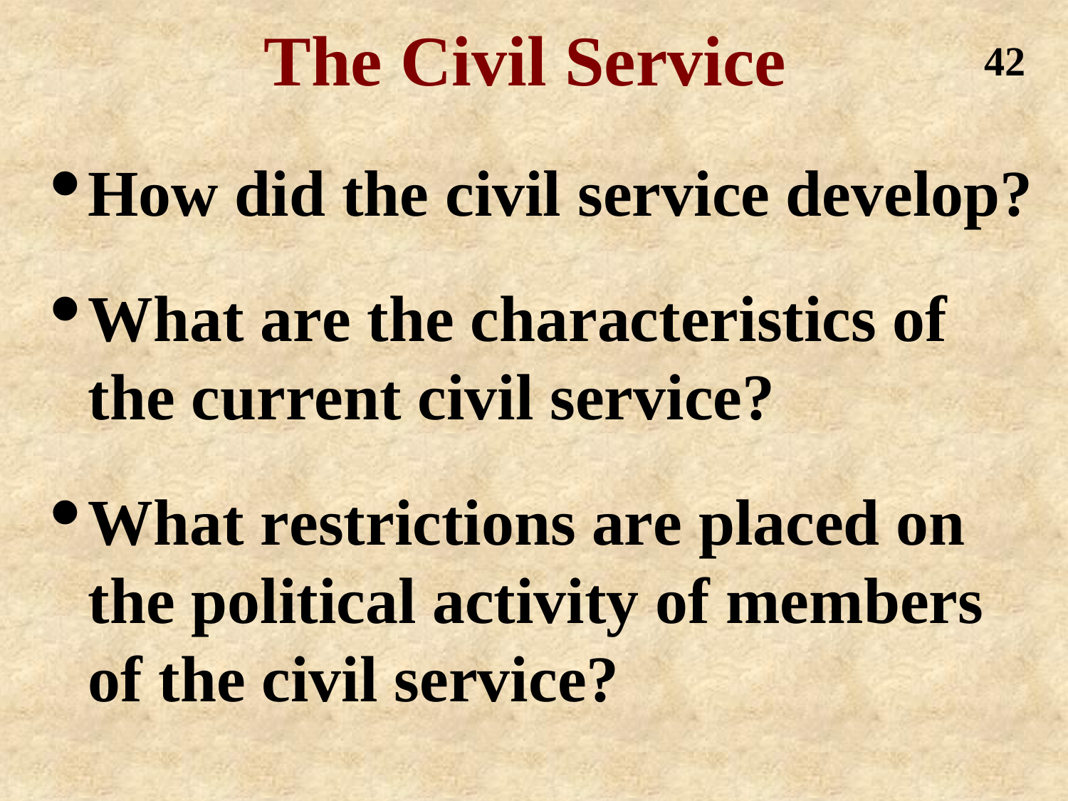# The Civil Service

- **How did the civil service develop?**
- **What are the characteristics of the current civil service?**
- **What restrictions are placed on the political activity of members of the civil service?**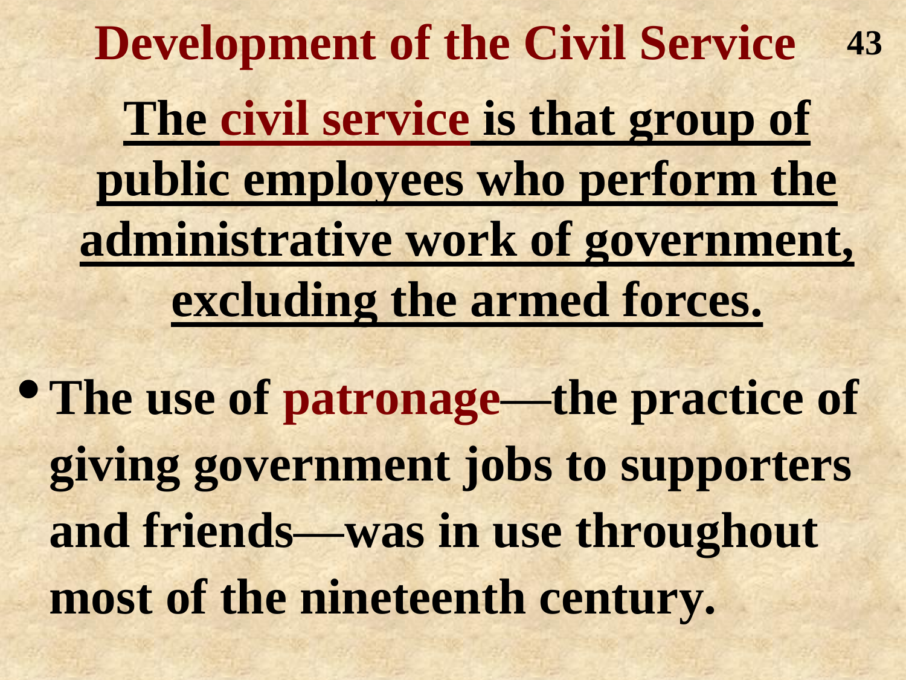# Development of the Civil Service

**<u>The civil service is that group of public employees who perform the administrative work of government, excluding the armed forces.</u>**

- **The use of patronage—the practice of giving government jobs to supporters and friends—was in use throughout most of the nineteenth century.**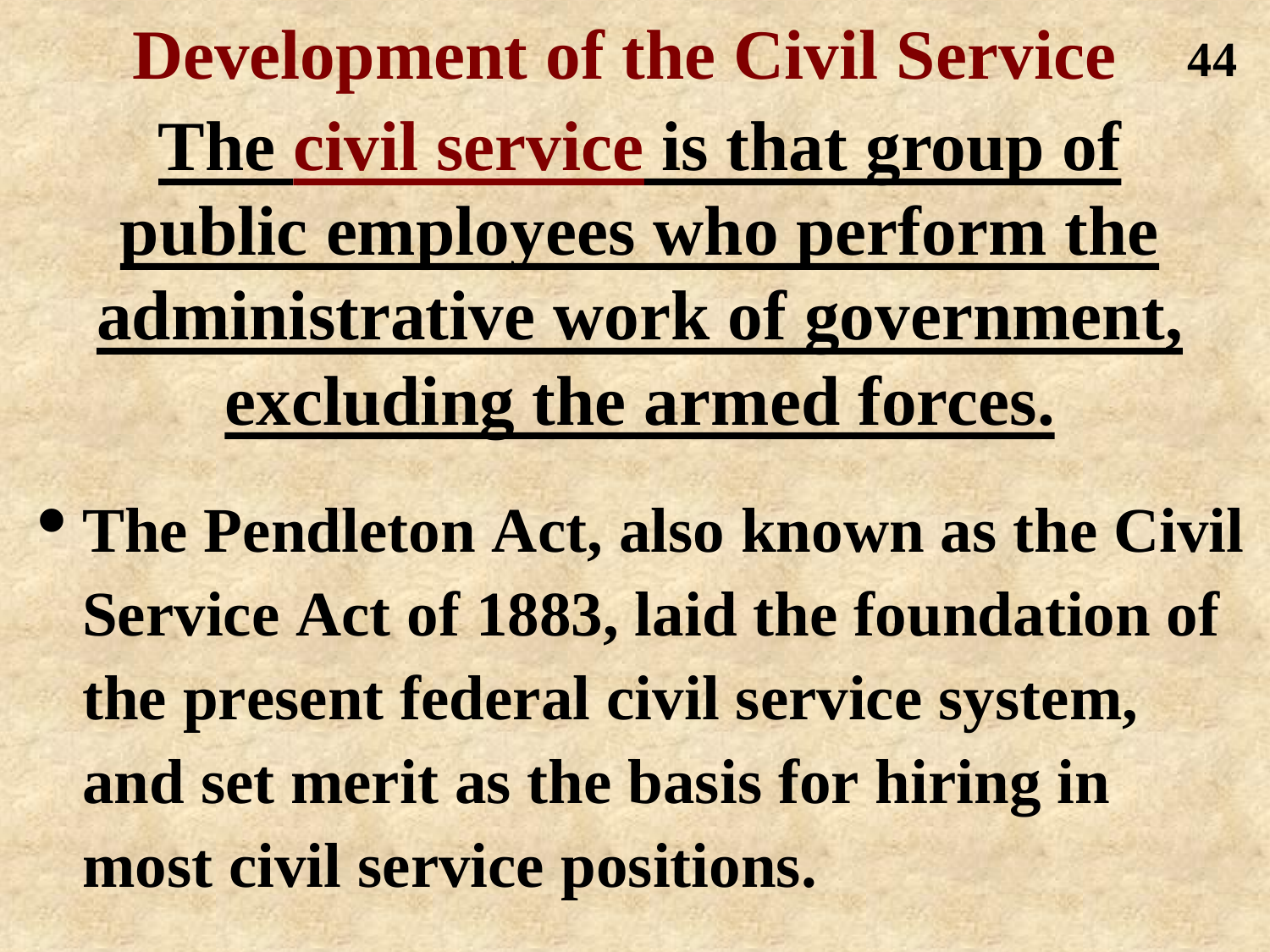# Development of the Civil Service

**The civil service is that group of public employees who perform the administrative work of government, excluding the armed forces.**

- **The Pendleton Act, also known as the Civil Service Act of 1883, laid the foundation of the present federal civil service system, and set merit as the basis for hiring in most civil service positions.**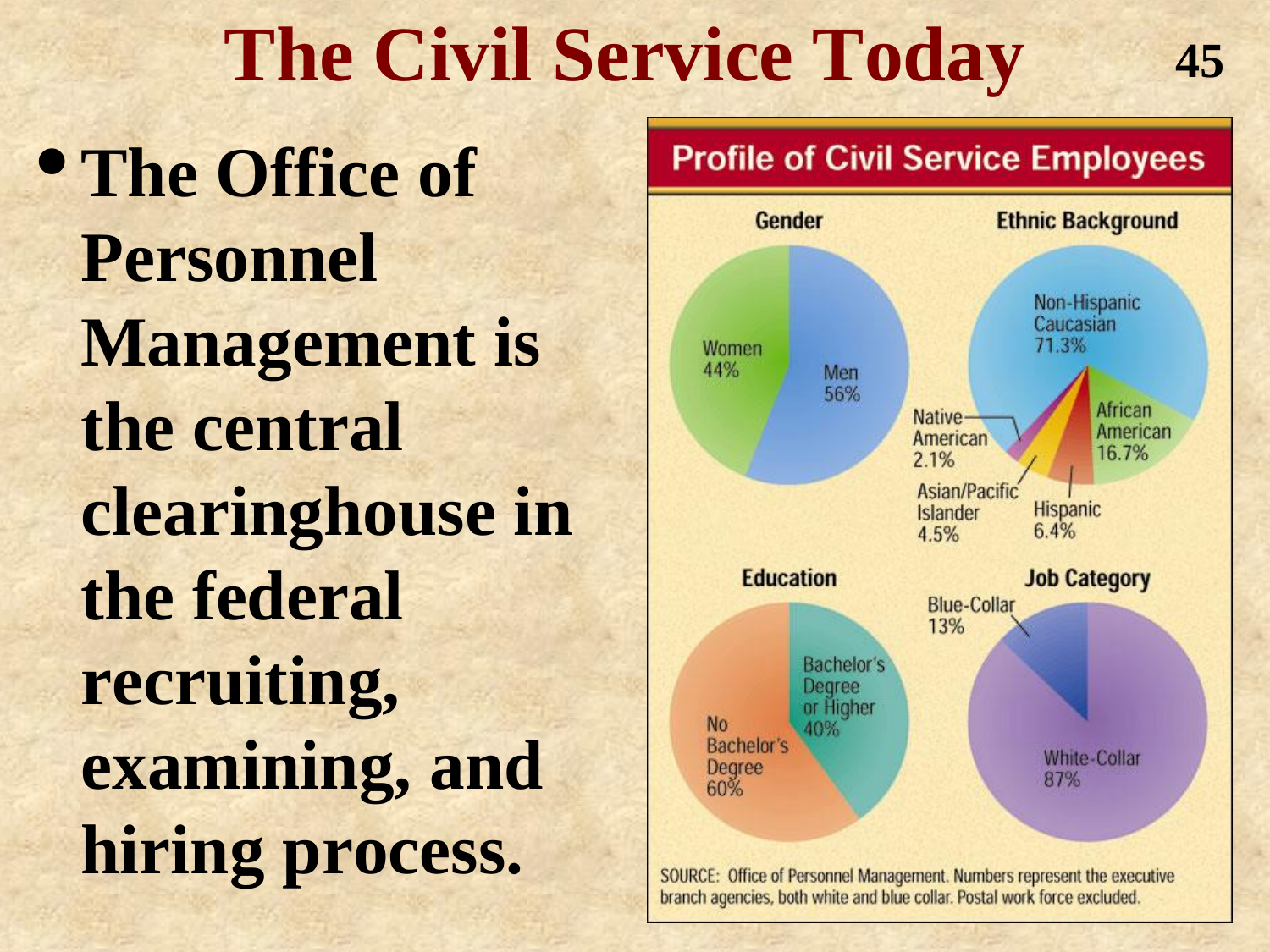# The Civil Service Today

- **The Office of Personnel Management is the central clearinghouse in the federal recruiting, examining, and hiring process.**

## Profile of Civil Service Employees

**Gender**

- Women 44%
- Men 56%

**Ethnic Background**

- Non-Hispanic Caucasian 71.3%
- African American 16.7%
- Hispanic 6.4%
- Asian/Pacific Islander 4.5%
- Native American 2.1%

**Education**

- Bachelor's Degree or Higher 40%
- No Bachelor's Degree 60%

**Job Category**

- Blue-Collar 13%
- White-Collar 87%

SOURCE: Office of Personnel Management. Numbers represent the executive branch agencies, both white and blue collar. Postal work force excluded.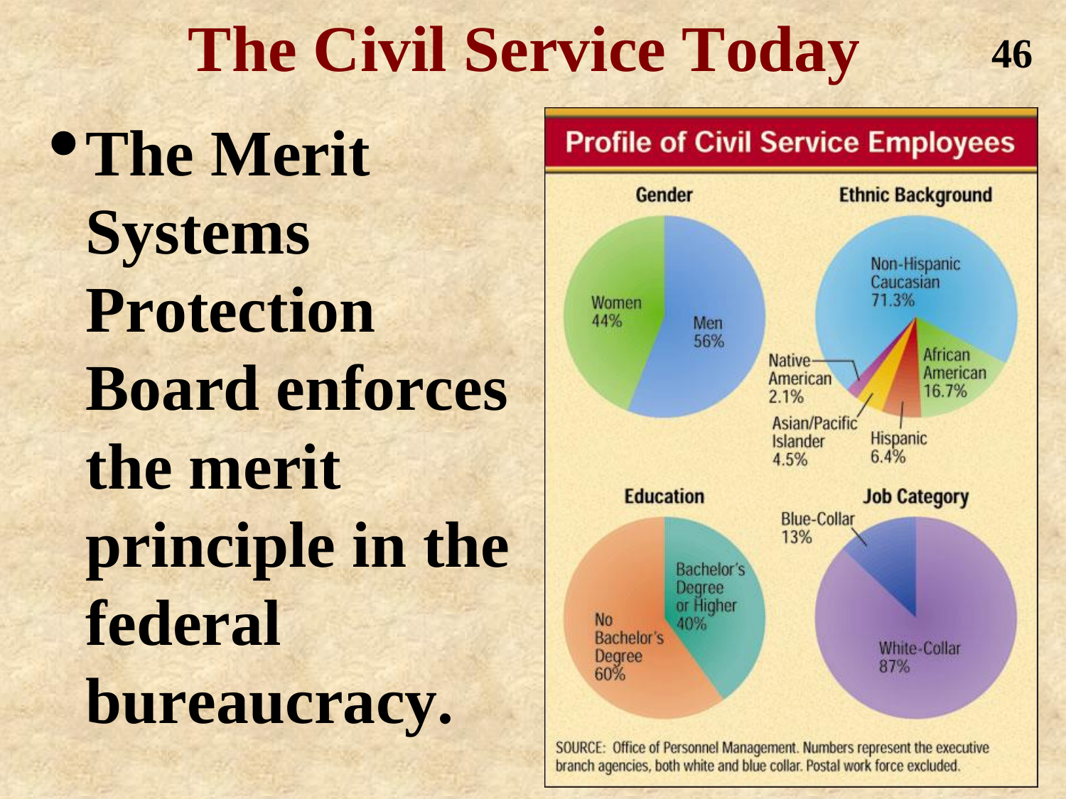# The Civil Service Today

- **The Merit Systems Protection Board enforces the merit principle in the federal bureaucracy.**

## Profile of Civil Service Employees

**Gender**

- Women 44%
- Men 56%

**Ethnic Background**

- Non-Hispanic Caucasian 71.3%
- African American 16.7%
- Hispanic 6.4%
- Asian/Pacific Islander 4.5%
- Native American 2.1%

**Education**

- Bachelor's Degree or Higher 40%
- No Bachelor's Degree 60%

**Job Category**

- Blue-Collar 13%
- White-Collar 87%

SOURCE: Office of Personnel Management. Numbers represent the executive branch agencies, both white and blue collar. Postal work force excluded.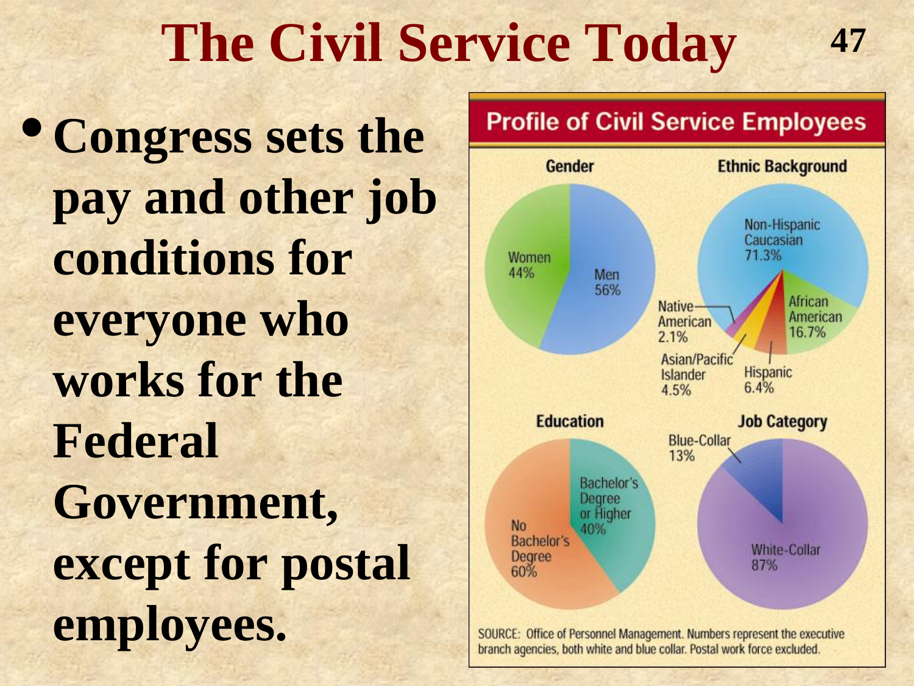# The Civil Service Today

- **Congress sets the pay and other job conditions for everyone who works for the Federal Government, except for postal employees.**

**Profile of Civil Service Employees**

**Gender**

- Women 44%
- Men 56%

**Ethnic Background**

- Non-Hispanic Caucasian 71.3%
- African American 16.7%
- Hispanic 6.4%
- Asian/Pacific Islander 4.5%
- Native American 2.1%

**Education**

- Bachelor's Degree or Higher 40%
- No Bachelor's Degree 60%

**Job Category**

- Blue-Collar 13%
- White-Collar 87%

SOURCE: Office of Personnel Management. Numbers represent the executive branch agencies, both white and blue collar. Postal work force excluded.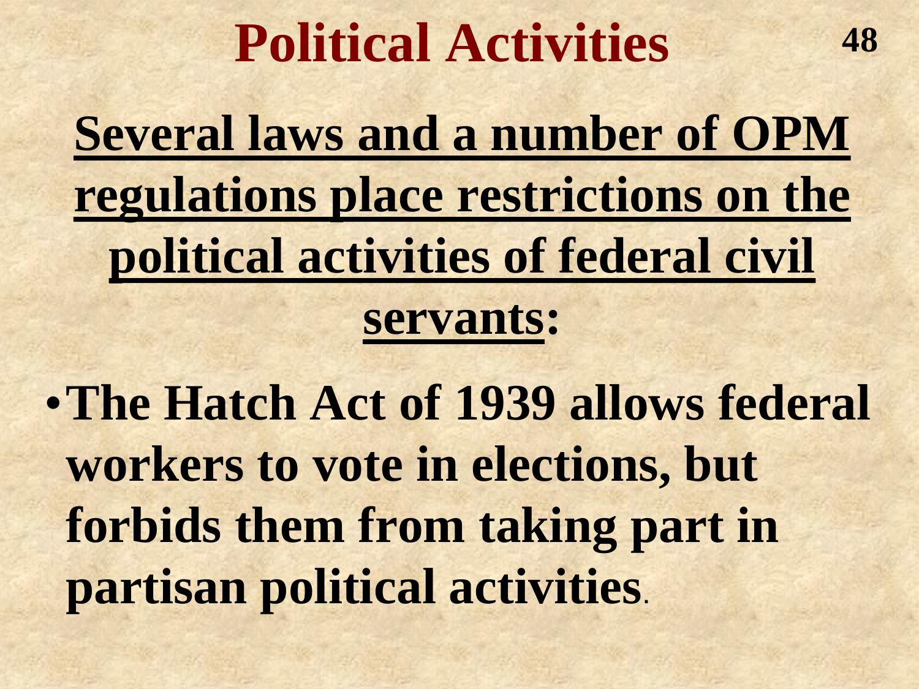# Political Activities

**Several laws and a number of OPM regulations place restrictions on the political activities of federal civil servants:**

- **The Hatch Act of 1939 allows federal workers to vote in elections, but forbids them from taking part in partisan political activities**.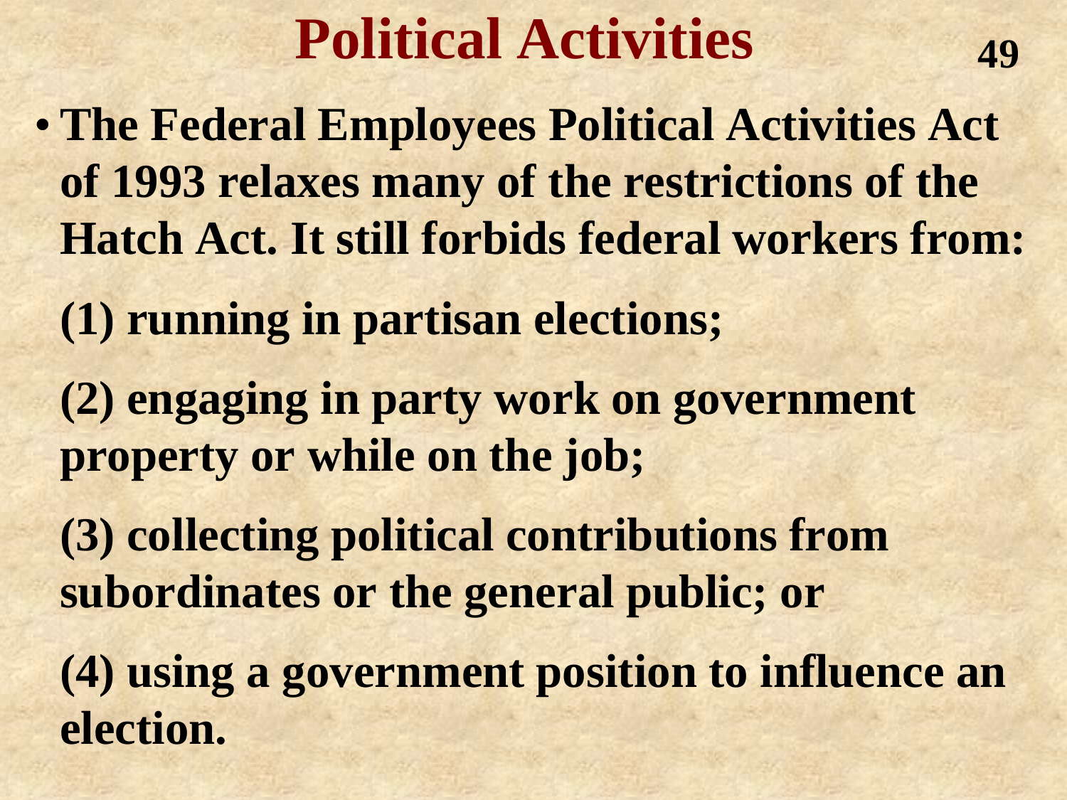# Political Activities

- **The Federal Employees Political Activities Act of 1993 relaxes many of the restrictions of the Hatch Act. It still forbids federal workers from:**

  **(1) running in partisan elections;**

  **(2) engaging in party work on government property or while on the job;**

  **(3) collecting political contributions from subordinates or the general public; or**

  **(4) using a government position to influence an election.**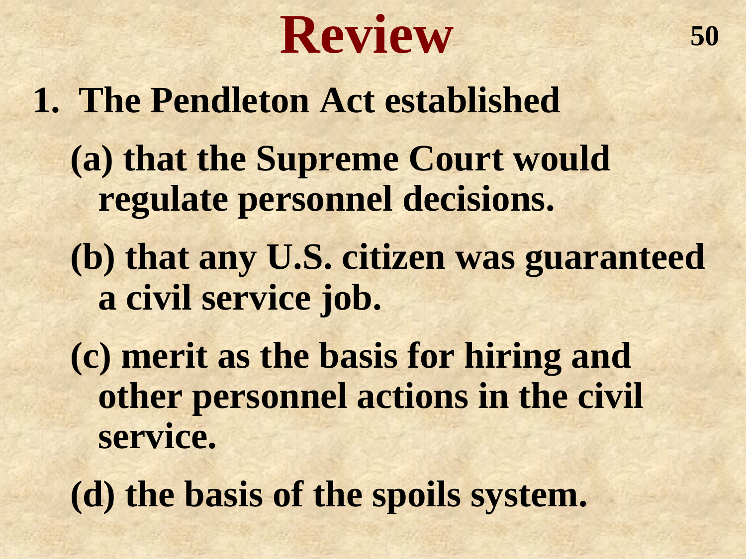# Review

1. The Pendleton Act established

   (a) that the Supreme Court would regulate personnel decisions.

   (b) that any U.S. citizen was guaranteed a civil service job.

   (c) merit as the basis for hiring and other personnel actions in the civil service.

   (d) the basis of the spoils system.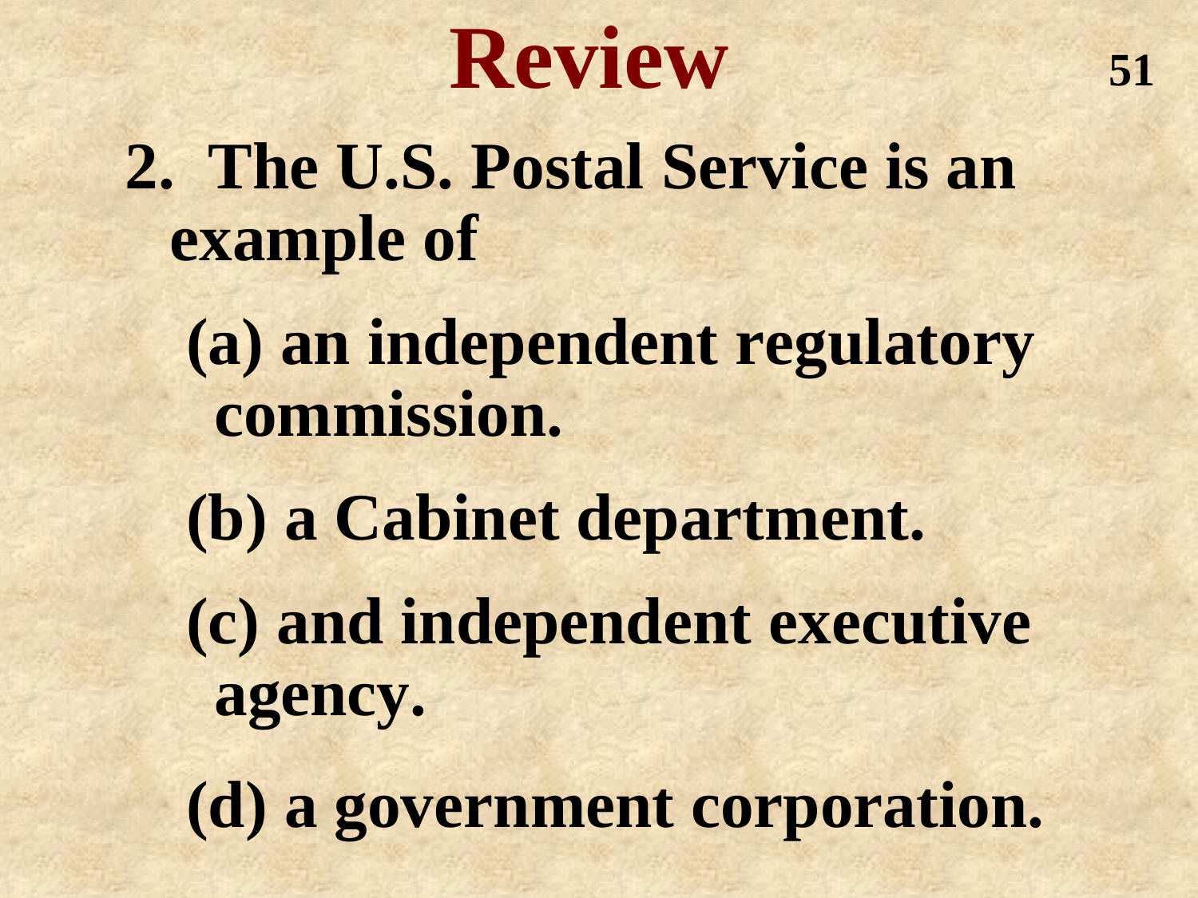# Review

2. The U.S. Postal Service is an example of

   (a) an independent regulatory commission.

   (b) a Cabinet department.

   (c) and independent executive agency.

   (d) a government corporation.